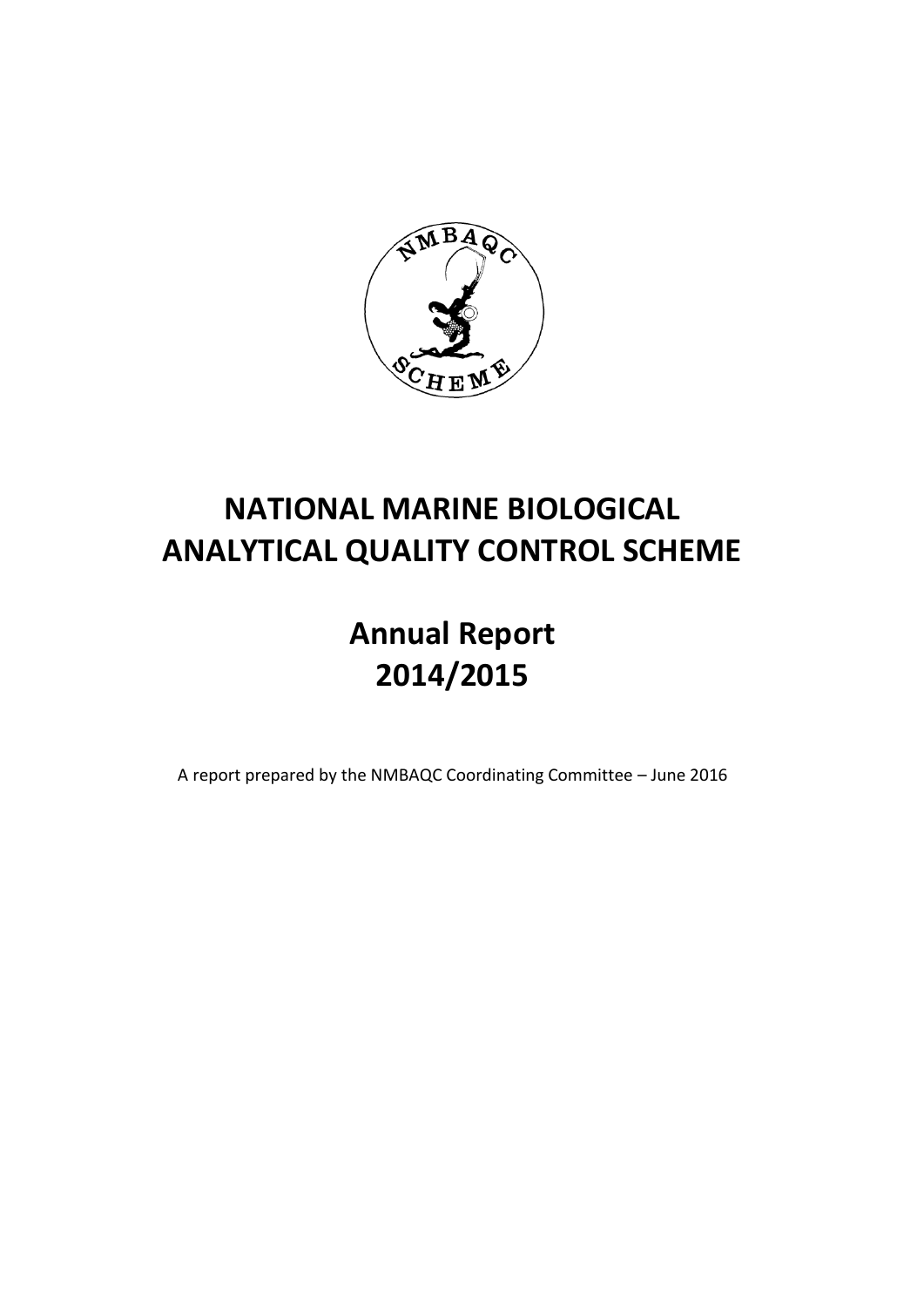# NATIONAL MARINE BIOLOGICAL ANALYTICAL QUALITY CONTROL SCHEME

## Annual Report 2014/2015

A report prepared by the NMBAQC Coordinating Committee – June 2016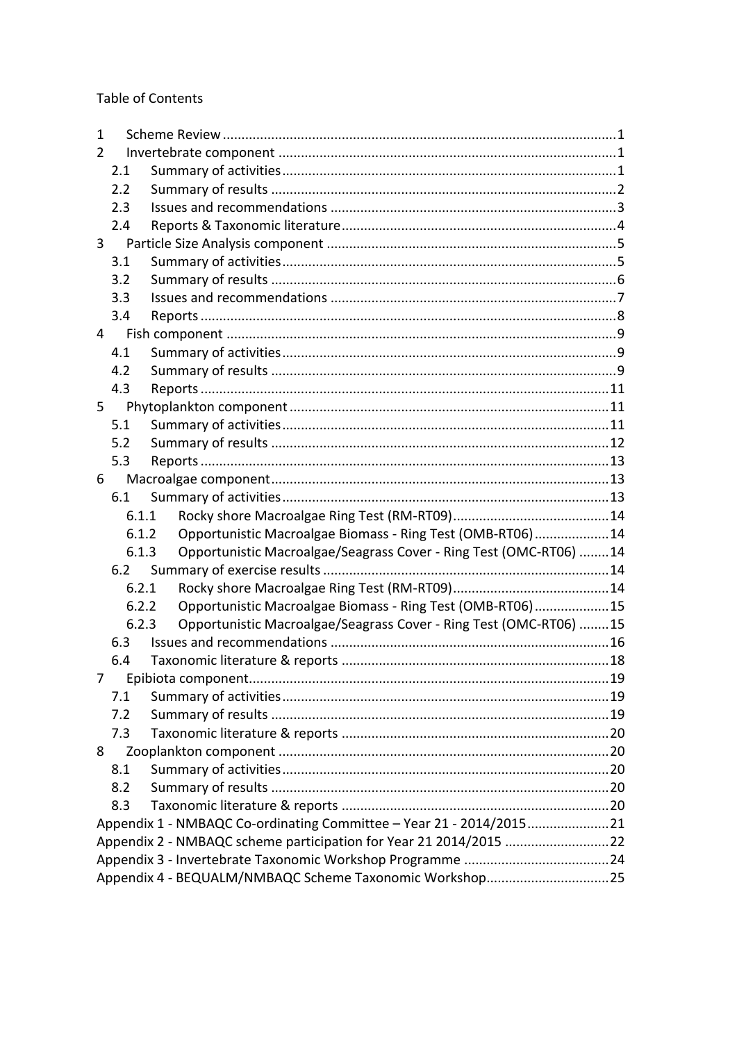Table of Contents

- 1 Scheme Review ........ 1
- 2 Invertebrate component ........ 1
  - 2.1 Summary of activities ........ 1
  - 2.2 Summary of results ........ 2
  - 2.3 Issues and recommendations ........ 3
  - 2.4 Reports & Taxonomic literature ........ 4
- 3 Particle Size Analysis component ........ 5
  - 3.1 Summary of activities ........ 5
  - 3.2 Summary of results ........ 6
  - 3.3 Issues and recommendations ........ 7
  - 3.4 Reports ........ 8
- 4 Fish component ........ 9
  - 4.1 Summary of activities ........ 9
  - 4.2 Summary of results ........ 9
  - 4.3 Reports ........ 11
- 5 Phytoplankton component ........ 11
  - 5.1 Summary of activities ........ 11
  - 5.2 Summary of results ........ 12
  - 5.3 Reports ........ 13
- 6 Macroalgae component ........ 13
  - 6.1 Summary of activities ........ 13
    - 6.1.1 Rocky shore Macroalgae Ring Test (RM-RT09) ........ 14
    - 6.1.2 Opportunistic Macroalgae Biomass - Ring Test (OMB-RT06) ........ 14
    - 6.1.3 Opportunistic Macroalgae/Seagrass Cover - Ring Test (OMC-RT06) ........ 14
  - 6.2 Summary of exercise results ........ 14
    - 6.2.1 Rocky shore Macroalgae Ring Test (RM-RT09) ........ 14
    - 6.2.2 Opportunistic Macroalgae Biomass - Ring Test (OMB-RT06) ........ 15
    - 6.2.3 Opportunistic Macroalgae/Seagrass Cover - Ring Test (OMC-RT06) ........ 15
  - 6.3 Issues and recommendations ........ 16
  - 6.4 Taxonomic literature & reports ........ 18
- 7 Epibiota component ........ 19
  - 7.1 Summary of activities ........ 19
  - 7.2 Summary of results ........ 19
  - 7.3 Taxonomic literature & reports ........ 20
- 8 Zooplankton component ........ 20
  - 8.1 Summary of activities ........ 20
  - 8.2 Summary of results ........ 20
  - 8.3 Taxonomic literature & reports ........ 20
- Appendix 1 - NMBAQC Co-ordinating Committee – Year 21 - 2014/2015 ........ 21
- Appendix 2 - NMBAQC scheme participation for Year 21 2014/2015 ........ 22
- Appendix 3 - Invertebrate Taxonomic Workshop Programme ........ 24
- Appendix 4 - BEQUALM/NMBAQC Scheme Taxonomic Workshop ........ 25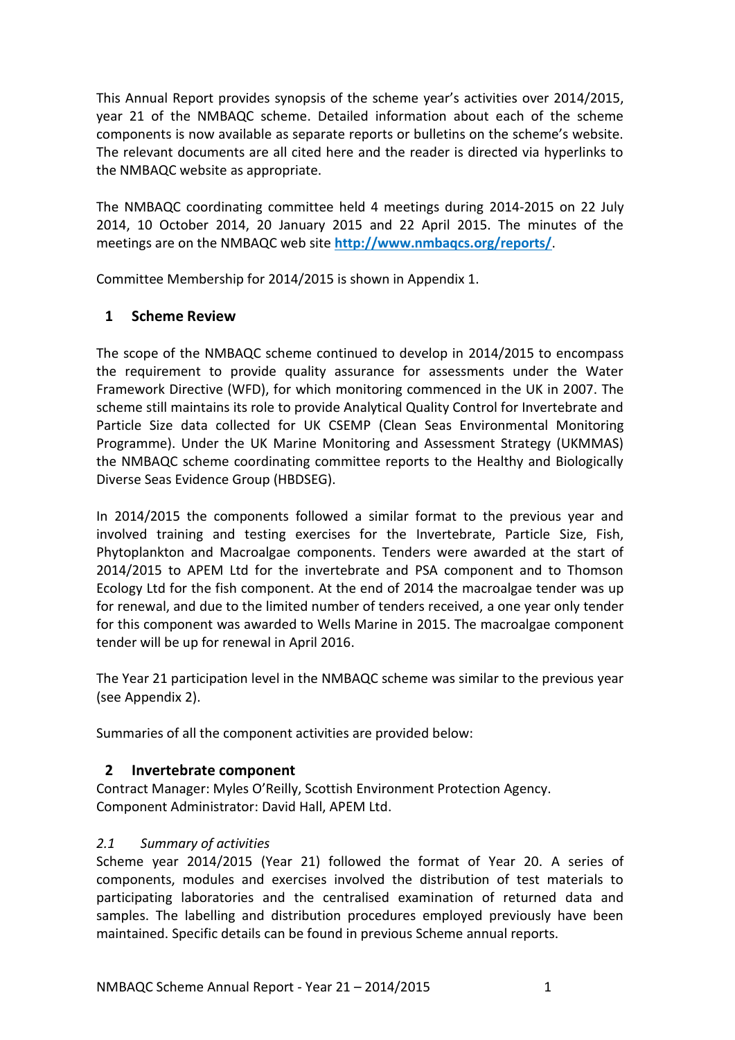This Annual Report provides synopsis of the scheme year's activities over 2014/2015, year 21 of the NMBAQC scheme. Detailed information about each of the scheme components is now available as separate reports or bulletins on the scheme's website. The relevant documents are all cited here and the reader is directed via hyperlinks to the NMBAQC website as appropriate.

The NMBAQC coordinating committee held 4 meetings during 2014-2015 on 22 July 2014, 10 October 2014, 20 January 2015 and 22 April 2015. The minutes of the meetings are on the NMBAQC web site **http://www.nmbaqcs.org/reports/**.

Committee Membership for 2014/2015 is shown in Appendix 1.

## 1 Scheme Review

The scope of the NMBAQC scheme continued to develop in 2014/2015 to encompass the requirement to provide quality assurance for assessments under the Water Framework Directive (WFD), for which monitoring commenced in the UK in 2007. The scheme still maintains its role to provide Analytical Quality Control for Invertebrate and Particle Size data collected for UK CSEMP (Clean Seas Environmental Monitoring Programme). Under the UK Marine Monitoring and Assessment Strategy (UKMMAS) the NMBAQC scheme coordinating committee reports to the Healthy and Biologically Diverse Seas Evidence Group (HBDSEG).

In 2014/2015 the components followed a similar format to the previous year and involved training and testing exercises for the Invertebrate, Particle Size, Fish, Phytoplankton and Macroalgae components. Tenders were awarded at the start of 2014/2015 to APEM Ltd for the invertebrate and PSA component and to Thomson Ecology Ltd for the fish component. At the end of 2014 the macroalgae tender was up for renewal, and due to the limited number of tenders received, a one year only tender for this component was awarded to Wells Marine in 2015. The macroalgae component tender will be up for renewal in April 2016.

The Year 21 participation level in the NMBAQC scheme was similar to the previous year (see Appendix 2).

Summaries of all the component activities are provided below:

## 2 Invertebrate component

Contract Manager: Myles O'Reilly, Scottish Environment Protection Agency.
Component Administrator: David Hall, APEM Ltd.

### *2.1 Summary of activities*

Scheme year 2014/2015 (Year 21) followed the format of Year 20. A series of components, modules and exercises involved the distribution of test materials to participating laboratories and the centralised examination of returned data and samples. The labelling and distribution procedures employed previously have been maintained. Specific details can be found in previous Scheme annual reports.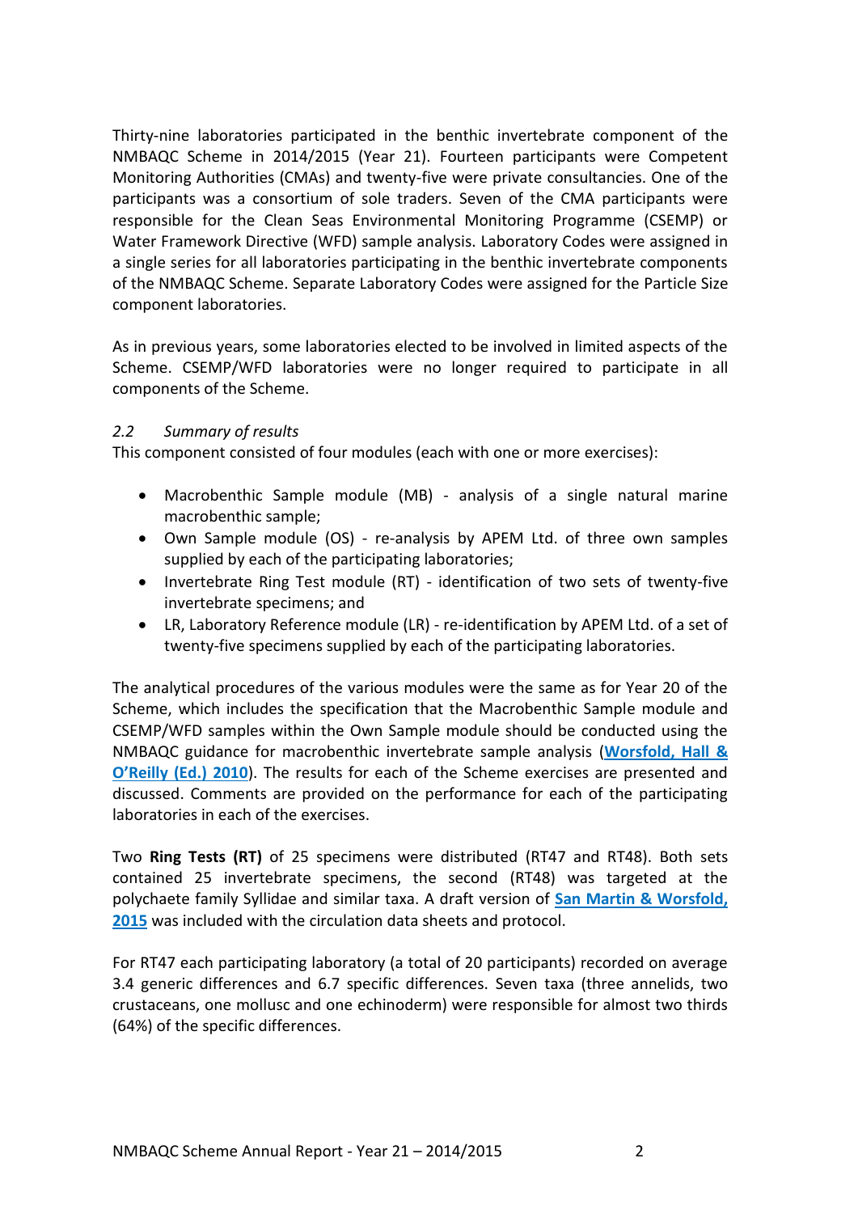Thirty-nine laboratories participated in the benthic invertebrate component of the NMBAQC Scheme in 2014/2015 (Year 21). Fourteen participants were Competent Monitoring Authorities (CMAs) and twenty-five were private consultancies. One of the participants was a consortium of sole traders. Seven of the CMA participants were responsible for the Clean Seas Environmental Monitoring Programme (CSEMP) or Water Framework Directive (WFD) sample analysis. Laboratory Codes were assigned in a single series for all laboratories participating in the benthic invertebrate components of the NMBAQC Scheme. Separate Laboratory Codes were assigned for the Particle Size component laboratories.

As in previous years, some laboratories elected to be involved in limited aspects of the Scheme. CSEMP/WFD laboratories were no longer required to participate in all components of the Scheme.

### *2.2 Summary of results*

This component consisted of four modules (each with one or more exercises):

- Macrobenthic Sample module (MB) - analysis of a single natural marine macrobenthic sample;
- Own Sample module (OS) - re-analysis by APEM Ltd. of three own samples supplied by each of the participating laboratories;
- Invertebrate Ring Test module (RT) - identification of two sets of twenty-five invertebrate specimens; and
- LR, Laboratory Reference module (LR) - re-identification by APEM Ltd. of a set of twenty-five specimens supplied by each of the participating laboratories.

The analytical procedures of the various modules were the same as for Year 20 of the Scheme, which includes the specification that the Macrobenthic Sample module and CSEMP/WFD samples within the Own Sample module should be conducted using the NMBAQC guidance for macrobenthic invertebrate sample analysis (**Worsfold, Hall & O'Reilly (Ed.) 2010**). The results for each of the Scheme exercises are presented and discussed. Comments are provided on the performance for each of the participating laboratories in each of the exercises.

Two **Ring Tests (RT)** of 25 specimens were distributed (RT47 and RT48). Both sets contained 25 invertebrate specimens, the second (RT48) was targeted at the polychaete family Syllidae and similar taxa. A draft version of **San Martin & Worsfold, 2015** was included with the circulation data sheets and protocol.

For RT47 each participating laboratory (a total of 20 participants) recorded on average 3.4 generic differences and 6.7 specific differences. Seven taxa (three annelids, two crustaceans, one mollusc and one echinoderm) were responsible for almost two thirds (64%) of the specific differences.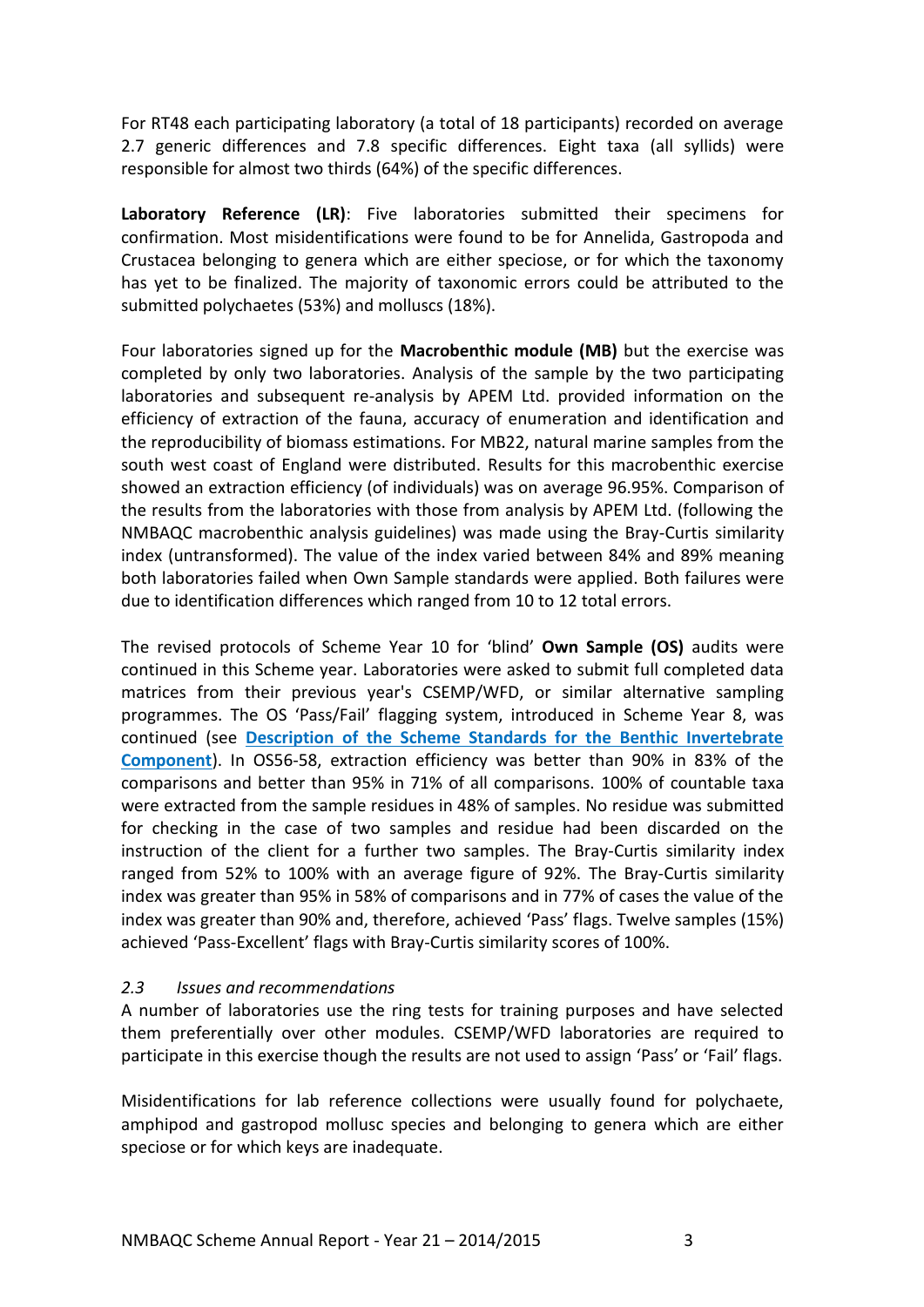For RT48 each participating laboratory (a total of 18 participants) recorded on average 2.7 generic differences and 7.8 specific differences. Eight taxa (all syllids) were responsible for almost two thirds (64%) of the specific differences.

**Laboratory Reference (LR)**: Five laboratories submitted their specimens for confirmation. Most misidentifications were found to be for Annelida, Gastropoda and Crustacea belonging to genera which are either speciose, or for which the taxonomy has yet to be finalized. The majority of taxonomic errors could be attributed to the submitted polychaetes (53%) and molluscs (18%).

Four laboratories signed up for the **Macrobenthic module (MB)** but the exercise was completed by only two laboratories. Analysis of the sample by the two participating laboratories and subsequent re-analysis by APEM Ltd. provided information on the efficiency of extraction of the fauna, accuracy of enumeration and identification and the reproducibility of biomass estimations. For MB22, natural marine samples from the south west coast of England were distributed. Results for this macrobenthic exercise showed an extraction efficiency (of individuals) was on average 96.95%. Comparison of the results from the laboratories with those from analysis by APEM Ltd. (following the NMBAQC macrobenthic analysis guidelines) was made using the Bray-Curtis similarity index (untransformed). The value of the index varied between 84% and 89% meaning both laboratories failed when Own Sample standards were applied. Both failures were due to identification differences which ranged from 10 to 12 total errors.

The revised protocols of Scheme Year 10 for 'blind' **Own Sample (OS)** audits were continued in this Scheme year. Laboratories were asked to submit full completed data matrices from their previous year's CSEMP/WFD, or similar alternative sampling programmes. The OS 'Pass/Fail' flagging system, introduced in Scheme Year 8, was continued (see **Description of the Scheme Standards for the Benthic Invertebrate Component**). In OS56-58, extraction efficiency was better than 90% in 83% of the comparisons and better than 95% in 71% of all comparisons. 100% of countable taxa were extracted from the sample residues in 48% of samples. No residue was submitted for checking in the case of two samples and residue had been discarded on the instruction of the client for a further two samples. The Bray-Curtis similarity index ranged from 52% to 100% with an average figure of 92%. The Bray-Curtis similarity index was greater than 95% in 58% of comparisons and in 77% of cases the value of the index was greater than 90% and, therefore, achieved 'Pass' flags. Twelve samples (15%) achieved 'Pass-Excellent' flags with Bray-Curtis similarity scores of 100%.

### *2.3 Issues and recommendations*

A number of laboratories use the ring tests for training purposes and have selected them preferentially over other modules. CSEMP/WFD laboratories are required to participate in this exercise though the results are not used to assign 'Pass' or 'Fail' flags.

Misidentifications for lab reference collections were usually found for polychaete, amphipod and gastropod mollusc species and belonging to genera which are either speciose or for which keys are inadequate.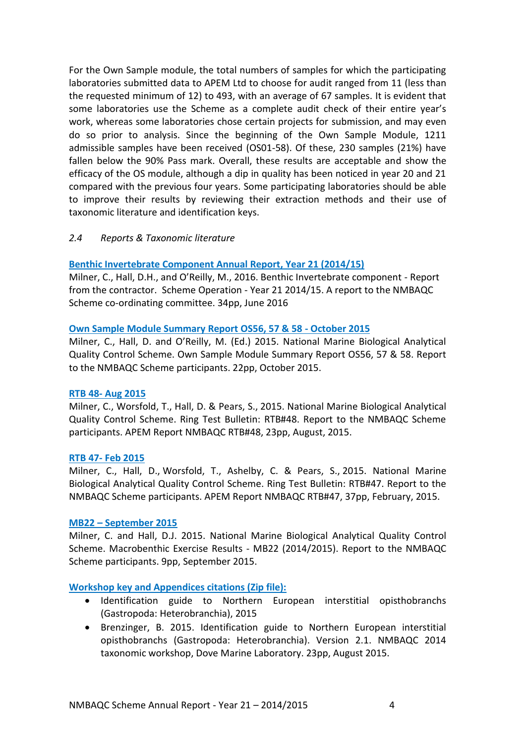For the Own Sample module, the total numbers of samples for which the participating laboratories submitted data to APEM Ltd to choose for audit ranged from 11 (less than the requested minimum of 12) to 493, with an average of 67 samples. It is evident that some laboratories use the Scheme as a complete audit check of their entire year's work, whereas some laboratories chose certain projects for submission, and may even do so prior to analysis. Since the beginning of the Own Sample Module, 1211 admissible samples have been received (OS01-58). Of these, 230 samples (21%) have fallen below the 90% Pass mark. Overall, these results are acceptable and show the efficacy of the OS module, although a dip in quality has been noticed in year 20 and 21 compared with the previous four years. Some participating laboratories should be able to improve their results by reviewing their extraction methods and their use of taxonomic literature and identification keys.

### *2.4 Reports & Taxonomic literature*

**Benthic Invertebrate Component Annual Report, Year 21 (2014/15)**
Milner, C., Hall, D.H., and O'Reilly, M., 2016. Benthic Invertebrate component - Report from the contractor. Scheme Operation - Year 21 2014/15. A report to the NMBAQC Scheme co-ordinating committee. 34pp, June 2016

**Own Sample Module Summary Report OS56, 57 & 58 - October 2015**
Milner, C., Hall, D. and O'Reilly, M. (Ed.) 2015. National Marine Biological Analytical Quality Control Scheme. Own Sample Module Summary Report OS56, 57 & 58. Report to the NMBAQC Scheme participants. 22pp, October 2015.

**RTB 48- Aug 2015**
Milner, C., Worsfold, T., Hall, D. & Pears, S., 2015. National Marine Biological Analytical Quality Control Scheme. Ring Test Bulletin: RTB#48. Report to the NMBAQC Scheme participants. APEM Report NMBAQC RTB#48, 23pp, August, 2015.

**RTB 47- Feb 2015**
Milner, C., Hall, D., Worsfold, T., Ashelby, C. & Pears, S., 2015. National Marine Biological Analytical Quality Control Scheme. Ring Test Bulletin: RTB#47. Report to the NMBAQC Scheme participants. APEM Report NMBAQC RTB#47, 37pp, February, 2015.

**MB22 – September 2015**
Milner, C. and Hall, D.J. 2015. National Marine Biological Analytical Quality Control Scheme. Macrobenthic Exercise Results - MB22 (2014/2015). Report to the NMBAQC Scheme participants. 9pp, September 2015.

**Workshop key and Appendices citations (Zip file):**

- Identification guide to Northern European interstitial opisthobranchs (Gastropoda: Heterobranchia), 2015
- Brenzinger, B. 2015. Identification guide to Northern European interstitial opisthobranchs (Gastropoda: Heterobranchia). Version 2.1. NMBAQC 2014 taxonomic workshop, Dove Marine Laboratory. 23pp, August 2015.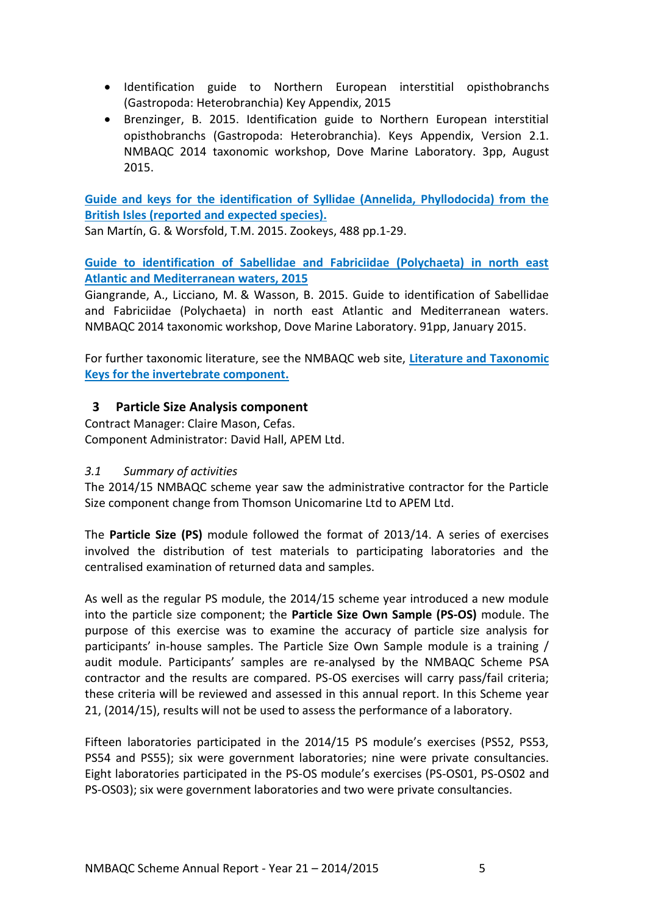- Identification guide to Northern European interstitial opisthobranchs (Gastropoda: Heterobranchia) Key Appendix, 2015
- Brenzinger, B. 2015. Identification guide to Northern European interstitial opisthobranchs (Gastropoda: Heterobranchia). Keys Appendix, Version 2.1. NMBAQC 2014 taxonomic workshop, Dove Marine Laboratory. 3pp, August 2015.

**Guide and keys for the identification of Syllidae (Annelida, Phyllodocida) from the British Isles (reported and expected species).**
San Martín, G. & Worsfold, T.M. 2015. Zookeys, 488 pp.1-29.

**Guide to identification of Sabellidae and Fabriciidae (Polychaeta) in north east Atlantic and Mediterranean waters, 2015**
Giangrande, A., Licciano, M. & Wasson, B. 2015. Guide to identification of Sabellidae and Fabriciidae (Polychaeta) in north east Atlantic and Mediterranean waters. NMBAQC 2014 taxonomic workshop, Dove Marine Laboratory. 91pp, January 2015.

For further taxonomic literature, see the NMBAQC web site, **Literature and Taxonomic Keys for the invertebrate component.**

## 3 Particle Size Analysis component

Contract Manager: Claire Mason, Cefas.
Component Administrator: David Hall, APEM Ltd.

### *3.1 Summary of activities*

The 2014/15 NMBAQC scheme year saw the administrative contractor for the Particle Size component change from Thomson Unicomarine Ltd to APEM Ltd.

The **Particle Size (PS)** module followed the format of 2013/14. A series of exercises involved the distribution of test materials to participating laboratories and the centralised examination of returned data and samples.

As well as the regular PS module, the 2014/15 scheme year introduced a new module into the particle size component; the **Particle Size Own Sample (PS-OS)** module. The purpose of this exercise was to examine the accuracy of particle size analysis for participants' in-house samples. The Particle Size Own Sample module is a training / audit module. Participants' samples are re-analysed by the NMBAQC Scheme PSA contractor and the results are compared. PS-OS exercises will carry pass/fail criteria; these criteria will be reviewed and assessed in this annual report. In this Scheme year 21, (2014/15), results will not be used to assess the performance of a laboratory.

Fifteen laboratories participated in the 2014/15 PS module's exercises (PS52, PS53, PS54 and PS55); six were government laboratories; nine were private consultancies. Eight laboratories participated in the PS-OS module's exercises (PS-OS01, PS-OS02 and PS-OS03); six were government laboratories and two were private consultancies.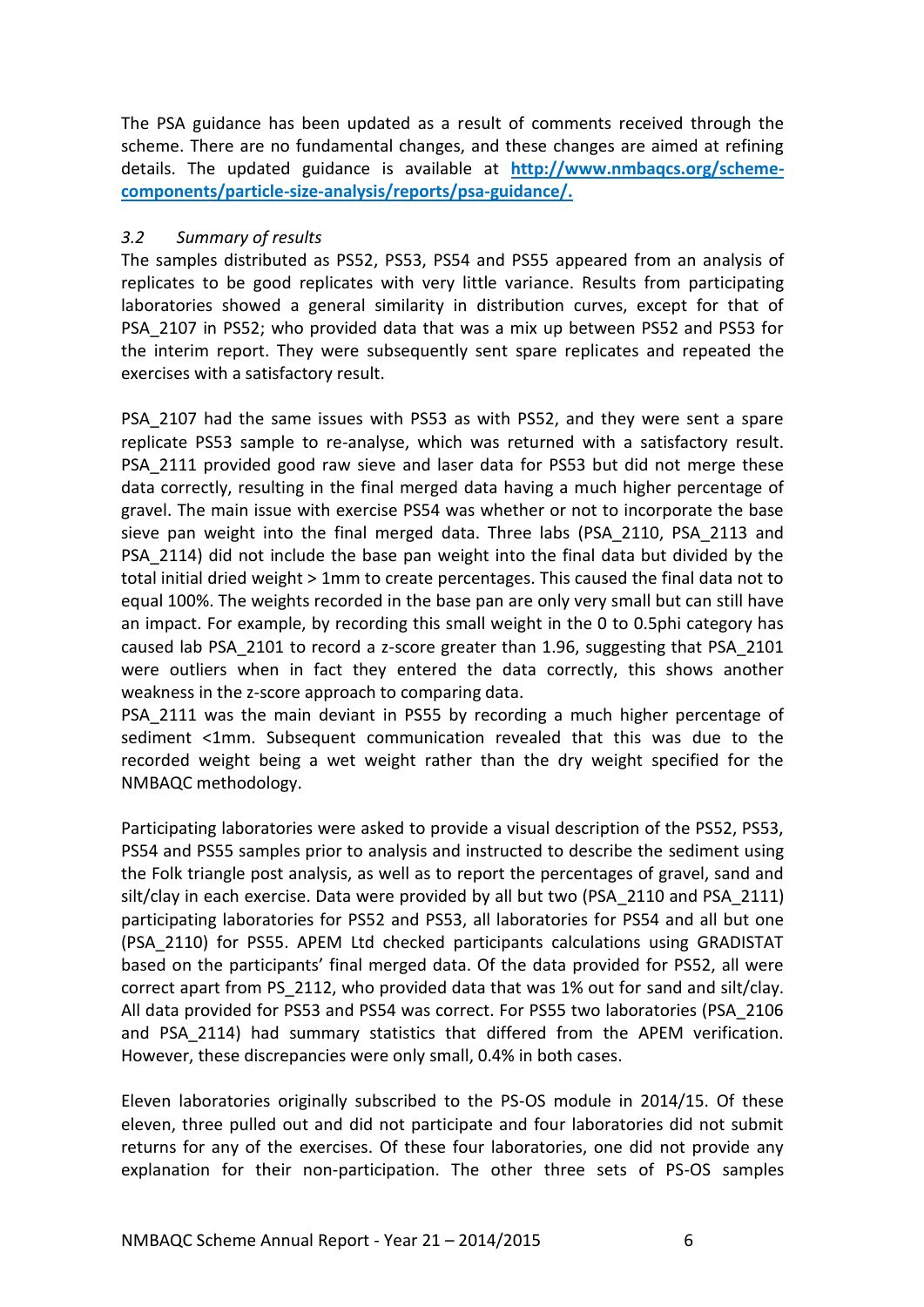The PSA guidance has been updated as a result of comments received through the scheme. There are no fundamental changes, and these changes are aimed at refining details. The updated guidance is available at **[http://www.nmbaqcs.org/scheme-components/particle-size-analysis/reports/psa-guidance/.](http://www.nmbaqcs.org/scheme-components/particle-size-analysis/reports/psa-guidance/)**

### *3.2 Summary of results*

The samples distributed as PS52, PS53, PS54 and PS55 appeared from an analysis of replicates to be good replicates with very little variance. Results from participating laboratories showed a general similarity in distribution curves, except for that of PSA_2107 in PS52; who provided data that was a mix up between PS52 and PS53 for the interim report. They were subsequently sent spare replicates and repeated the exercises with a satisfactory result.

PSA_2107 had the same issues with PS53 as with PS52, and they were sent a spare replicate PS53 sample to re-analyse, which was returned with a satisfactory result. PSA_2111 provided good raw sieve and laser data for PS53 but did not merge these data correctly, resulting in the final merged data having a much higher percentage of gravel. The main issue with exercise PS54 was whether or not to incorporate the base sieve pan weight into the final merged data. Three labs (PSA_2110, PSA_2113 and PSA_2114) did not include the base pan weight into the final data but divided by the total initial dried weight > 1mm to create percentages. This caused the final data not to equal 100%. The weights recorded in the base pan are only very small but can still have an impact. For example, by recording this small weight in the 0 to 0.5phi category has caused lab PSA_2101 to record a z-score greater than 1.96, suggesting that PSA_2101 were outliers when in fact they entered the data correctly, this shows another weakness in the z-score approach to comparing data.

PSA_2111 was the main deviant in PS55 by recording a much higher percentage of sediment <1mm. Subsequent communication revealed that this was due to the recorded weight being a wet weight rather than the dry weight specified for the NMBAQC methodology.

Participating laboratories were asked to provide a visual description of the PS52, PS53, PS54 and PS55 samples prior to analysis and instructed to describe the sediment using the Folk triangle post analysis, as well as to report the percentages of gravel, sand and silt/clay in each exercise. Data were provided by all but two (PSA_2110 and PSA_2111) participating laboratories for PS52 and PS53, all laboratories for PS54 and all but one (PSA_2110) for PS55. APEM Ltd checked participants calculations using GRADISTAT based on the participants' final merged data. Of the data provided for PS52, all were correct apart from PS_2112, who provided data that was 1% out for sand and silt/clay. All data provided for PS53 and PS54 was correct. For PS55 two laboratories (PSA_2106 and PSA_2114) had summary statistics that differed from the APEM verification. However, these discrepancies were only small, 0.4% in both cases.

Eleven laboratories originally subscribed to the PS-OS module in 2014/15. Of these eleven, three pulled out and did not participate and four laboratories did not submit returns for any of the exercises. Of these four laboratories, one did not provide any explanation for their non-participation. The other three sets of PS-OS samples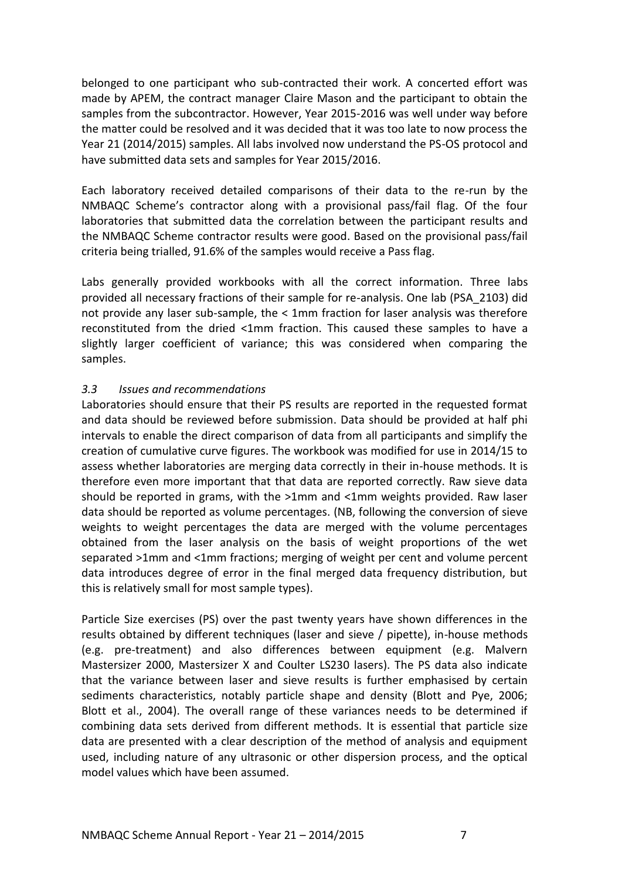belonged to one participant who sub-contracted their work. A concerted effort was made by APEM, the contract manager Claire Mason and the participant to obtain the samples from the subcontractor. However, Year 2015-2016 was well under way before the matter could be resolved and it was decided that it was too late to now process the Year 21 (2014/2015) samples. All labs involved now understand the PS-OS protocol and have submitted data sets and samples for Year 2015/2016.

Each laboratory received detailed comparisons of their data to the re-run by the NMBAQC Scheme's contractor along with a provisional pass/fail flag. Of the four laboratories that submitted data the correlation between the participant results and the NMBAQC Scheme contractor results were good. Based on the provisional pass/fail criteria being trialled, 91.6% of the samples would receive a Pass flag.

Labs generally provided workbooks with all the correct information. Three labs provided all necessary fractions of their sample for re-analysis. One lab (PSA_2103) did not provide any laser sub-sample, the < 1mm fraction for laser analysis was therefore reconstituted from the dried <1mm fraction. This caused these samples to have a slightly larger coefficient of variance; this was considered when comparing the samples.

### *3.3 Issues and recommendations*

Laboratories should ensure that their PS results are reported in the requested format and data should be reviewed before submission. Data should be provided at half phi intervals to enable the direct comparison of data from all participants and simplify the creation of cumulative curve figures. The workbook was modified for use in 2014/15 to assess whether laboratories are merging data correctly in their in-house methods. It is therefore even more important that that data are reported correctly. Raw sieve data should be reported in grams, with the >1mm and <1mm weights provided. Raw laser data should be reported as volume percentages. (NB, following the conversion of sieve weights to weight percentages the data are merged with the volume percentages obtained from the laser analysis on the basis of weight proportions of the wet separated >1mm and <1mm fractions; merging of weight per cent and volume percent data introduces degree of error in the final merged data frequency distribution, but this is relatively small for most sample types).

Particle Size exercises (PS) over the past twenty years have shown differences in the results obtained by different techniques (laser and sieve / pipette), in-house methods (e.g. pre-treatment) and also differences between equipment (e.g. Malvern Mastersizer 2000, Mastersizer X and Coulter LS230 lasers). The PS data also indicate that the variance between laser and sieve results is further emphasised by certain sediments characteristics, notably particle shape and density (Blott and Pye, 2006; Blott et al., 2004). The overall range of these variances needs to be determined if combining data sets derived from different methods. It is essential that particle size data are presented with a clear description of the method of analysis and equipment used, including nature of any ultrasonic or other dispersion process, and the optical model values which have been assumed.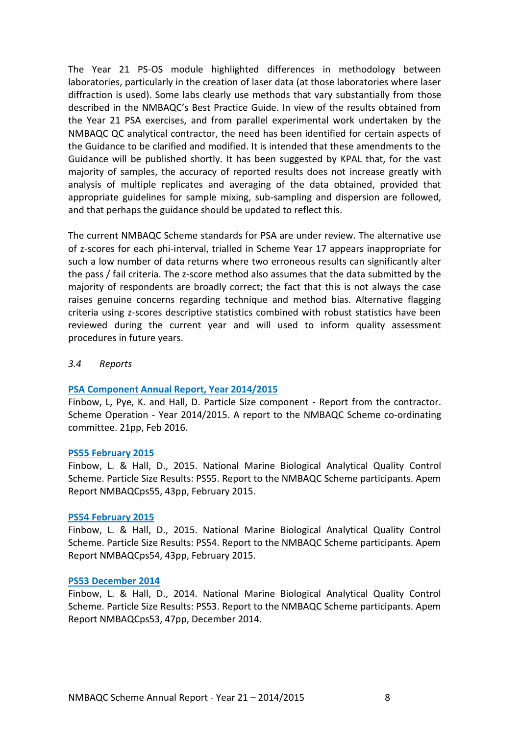The Year 21 PS-OS module highlighted differences in methodology between laboratories, particularly in the creation of laser data (at those laboratories where laser diffraction is used). Some labs clearly use methods that vary substantially from those described in the NMBAQC's Best Practice Guide. In view of the results obtained from the Year 21 PSA exercises, and from parallel experimental work undertaken by the NMBAQC QC analytical contractor, the need has been identified for certain aspects of the Guidance to be clarified and modified. It is intended that these amendments to the Guidance will be published shortly. It has been suggested by KPAL that, for the vast majority of samples, the accuracy of reported results does not increase greatly with analysis of multiple replicates and averaging of the data obtained, provided that appropriate guidelines for sample mixing, sub-sampling and dispersion are followed, and that perhaps the guidance should be updated to reflect this.

The current NMBAQC Scheme standards for PSA are under review. The alternative use of z-scores for each phi-interval, trialled in Scheme Year 17 appears inappropriate for such a low number of data returns where two erroneous results can significantly alter the pass / fail criteria. The z-score method also assumes that the data submitted by the majority of respondents are broadly correct; the fact that this is not always the case raises genuine concerns regarding technique and method bias. Alternative flagging criteria using z-scores descriptive statistics combined with robust statistics have been reviewed during the current year and will used to inform quality assessment procedures in future years.

### *3.4 Reports*

**PSA Component Annual Report, Year 2014/2015**

Finbow, L, Pye, K. and Hall, D. Particle Size component - Report from the contractor. Scheme Operation - Year 2014/2015. A report to the NMBAQC Scheme co-ordinating committee. 21pp, Feb 2016.

**PS55 February 2015**

Finbow, L. & Hall, D., 2015. National Marine Biological Analytical Quality Control Scheme. Particle Size Results: PS55. Report to the NMBAQC Scheme participants. Apem Report NMBAQCps55, 43pp, February 2015.

**PS54 February 2015**

Finbow, L. & Hall, D., 2015. National Marine Biological Analytical Quality Control Scheme. Particle Size Results: PS54. Report to the NMBAQC Scheme participants. Apem Report NMBAQCps54, 43pp, February 2015.

**PS53 December 2014**

Finbow, L. & Hall, D., 2014. National Marine Biological Analytical Quality Control Scheme. Particle Size Results: PS53. Report to the NMBAQC Scheme participants. Apem Report NMBAQCps53, 47pp, December 2014.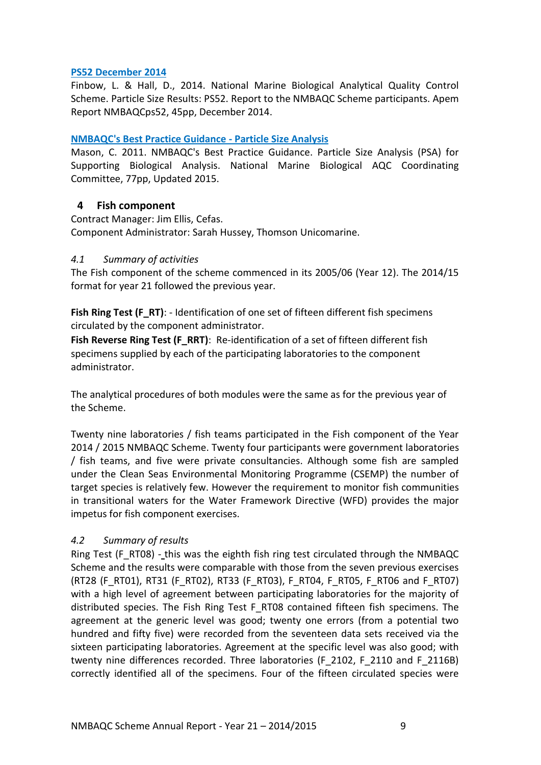**PS52 December 2014**

Finbow, L. & Hall, D., 2014. National Marine Biological Analytical Quality Control Scheme. Particle Size Results: PS52. Report to the NMBAQC Scheme participants. Apem Report NMBAQCps52, 45pp, December 2014.

**NMBAQC's Best Practice Guidance - Particle Size Analysis**

Mason, C. 2011. NMBAQC's Best Practice Guidance. Particle Size Analysis (PSA) for Supporting Biological Analysis. National Marine Biological AQC Coordinating Committee, 77pp, Updated 2015.

## 4 Fish component

Contract Manager: Jim Ellis, Cefas.
Component Administrator: Sarah Hussey, Thomson Unicomarine.

### *4.1 Summary of activities*

The Fish component of the scheme commenced in its 2005/06 (Year 12). The 2014/15 format for year 21 followed the previous year.

**Fish Ring Test (F_RT)**: - Identification of one set of fifteen different fish specimens circulated by the component administrator.
**Fish Reverse Ring Test (F_RRT)**: Re-identification of a set of fifteen different fish specimens supplied by each of the participating laboratories to the component administrator.

The analytical procedures of both modules were the same as for the previous year of the Scheme.

Twenty nine laboratories / fish teams participated in the Fish component of the Year 2014 / 2015 NMBAQC Scheme. Twenty four participants were government laboratories / fish teams, and five were private consultancies. Although some fish are sampled under the Clean Seas Environmental Monitoring Programme (CSEMP) the number of target species is relatively few. However the requirement to monitor fish communities in transitional waters for the Water Framework Directive (WFD) provides the major impetus for fish component exercises.

### *4.2 Summary of results*

Ring Test (F_RT08) - this was the eighth fish ring test circulated through the NMBAQC Scheme and the results were comparable with those from the seven previous exercises (RT28 (F_RT01), RT31 (F_RT02), RT33 (F_RT03), F_RT04, F_RT05, F_RT06 and F_RT07) with a high level of agreement between participating laboratories for the majority of distributed species. The Fish Ring Test F_RT08 contained fifteen fish specimens. The agreement at the generic level was good; twenty one errors (from a potential two hundred and fifty five) were recorded from the seventeen data sets received via the sixteen participating laboratories. Agreement at the specific level was also good; with twenty nine differences recorded. Three laboratories (F_2102, F_2110 and F_2116B) correctly identified all of the specimens. Four of the fifteen circulated species were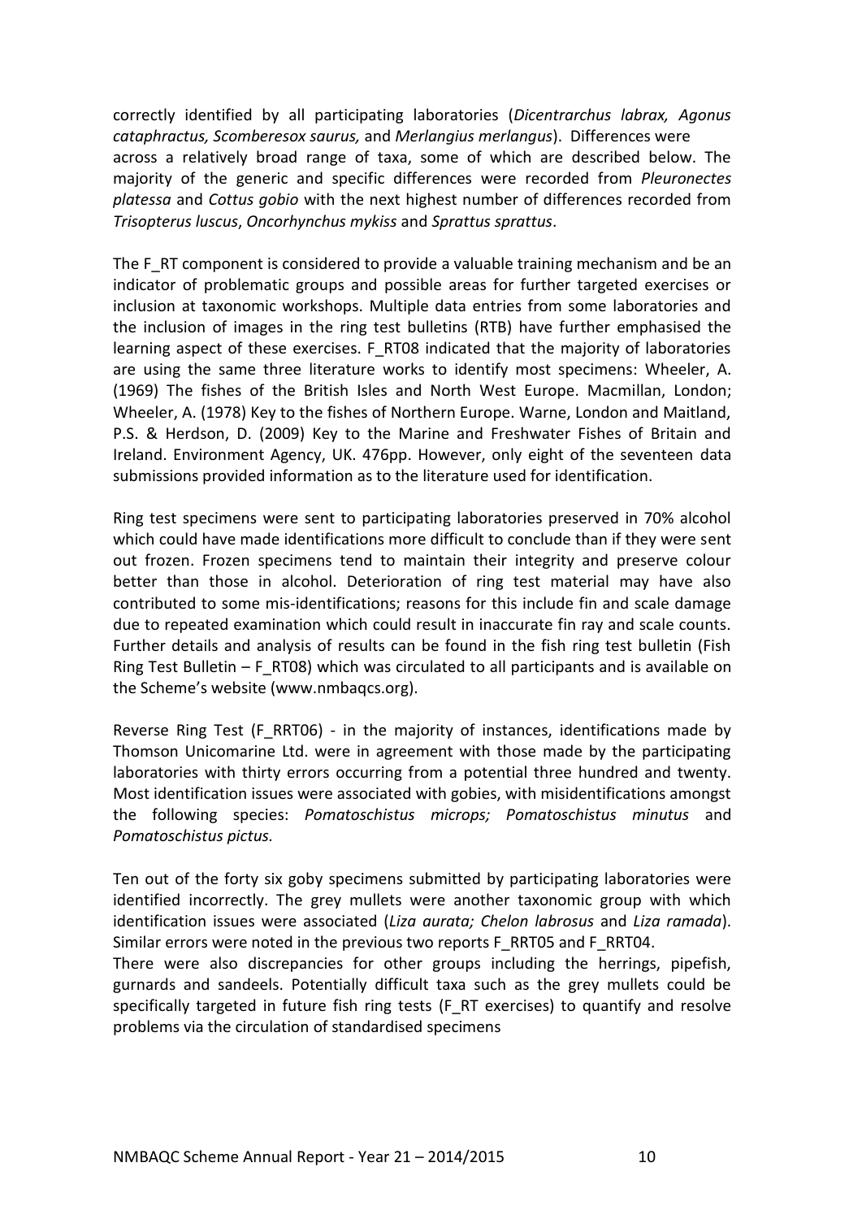correctly identified by all participating laboratories (*Dicentrarchus labrax, Agonus cataphractus, Scomberesox saurus,* and *Merlangius merlangus*). Differences were across a relatively broad range of taxa, some of which are described below. The majority of the generic and specific differences were recorded from *Pleuronectes platessa* and *Cottus gobio* with the next highest number of differences recorded from *Trisopterus luscus*, *Oncorhynchus mykiss* and *Sprattus sprattus*.

The F_RT component is considered to provide a valuable training mechanism and be an indicator of problematic groups and possible areas for further targeted exercises or inclusion at taxonomic workshops. Multiple data entries from some laboratories and the inclusion of images in the ring test bulletins (RTB) have further emphasised the learning aspect of these exercises. F_RT08 indicated that the majority of laboratories are using the same three literature works to identify most specimens: Wheeler, A. (1969) The fishes of the British Isles and North West Europe. Macmillan, London; Wheeler, A. (1978) Key to the fishes of Northern Europe. Warne, London and Maitland, P.S. & Herdson, D. (2009) Key to the Marine and Freshwater Fishes of Britain and Ireland. Environment Agency, UK. 476pp. However, only eight of the seventeen data submissions provided information as to the literature used for identification.

Ring test specimens were sent to participating laboratories preserved in 70% alcohol which could have made identifications more difficult to conclude than if they were sent out frozen. Frozen specimens tend to maintain their integrity and preserve colour better than those in alcohol. Deterioration of ring test material may have also contributed to some mis-identifications; reasons for this include fin and scale damage due to repeated examination which could result in inaccurate fin ray and scale counts. Further details and analysis of results can be found in the fish ring test bulletin (Fish Ring Test Bulletin – F_RT08) which was circulated to all participants and is available on the Scheme's website (www.nmbaqcs.org).

Reverse Ring Test (F_RRT06) - in the majority of instances, identifications made by Thomson Unicomarine Ltd. were in agreement with those made by the participating laboratories with thirty errors occurring from a potential three hundred and twenty. Most identification issues were associated with gobies, with misidentifications amongst the following species: *Pomatoschistus microps; Pomatoschistus minutus* and *Pomatoschistus pictus.*

Ten out of the forty six goby specimens submitted by participating laboratories were identified incorrectly. The grey mullets were another taxonomic group with which identification issues were associated (*Liza aurata; Chelon labrosus* and *Liza ramada*). Similar errors were noted in the previous two reports F_RRT05 and F_RRT04.
There were also discrepancies for other groups including the herrings, pipefish, gurnards and sandeels. Potentially difficult taxa such as the grey mullets could be specifically targeted in future fish ring tests (F_RT exercises) to quantify and resolve problems via the circulation of standardised specimens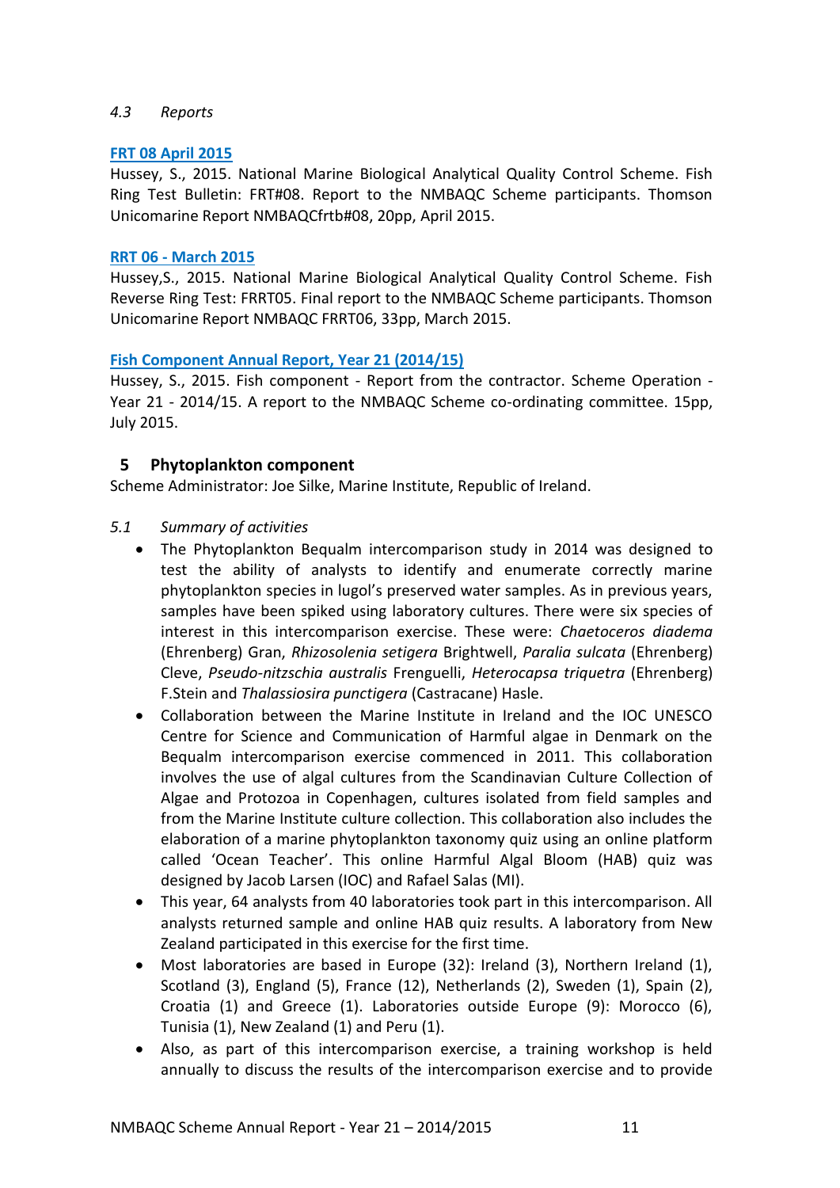*4.3 Reports*

**FRT 08 April 2015**

Hussey, S., 2015. National Marine Biological Analytical Quality Control Scheme. Fish Ring Test Bulletin: FRT#08. Report to the NMBAQC Scheme participants. Thomson Unicomarine Report NMBAQCfrtb#08, 20pp, April 2015.

**RRT 06 - March 2015**

Hussey,S., 2015. National Marine Biological Analytical Quality Control Scheme. Fish Reverse Ring Test: FRRT05. Final report to the NMBAQC Scheme participants. Thomson Unicomarine Report NMBAQC FRRT06, 33pp, March 2015.

**Fish Component Annual Report, Year 21 (2014/15)**

Hussey, S., 2015. Fish component - Report from the contractor. Scheme Operation - Year 21 - 2014/15. A report to the NMBAQC Scheme co-ordinating committee. 15pp, July 2015.

## 5 Phytoplankton component

Scheme Administrator: Joe Silke, Marine Institute, Republic of Ireland.

*5.1 Summary of activities*

- The Phytoplankton Bequalm intercomparison study in 2014 was designed to test the ability of analysts to identify and enumerate correctly marine phytoplankton species in lugol's preserved water samples. As in previous years, samples have been spiked using laboratory cultures. There were six species of interest in this intercomparison exercise. These were: *Chaetoceros diadema* (Ehrenberg) Gran, *Rhizosolenia setigera* Brightwell, *Paralia sulcata* (Ehrenberg) Cleve, *Pseudo-nitzschia australis* Frenguelli, *Heterocapsa triquetra* (Ehrenberg) F.Stein and *Thalassiosira punctigera* (Castracane) Hasle.
- Collaboration between the Marine Institute in Ireland and the IOC UNESCO Centre for Science and Communication of Harmful algae in Denmark on the Bequalm intercomparison exercise commenced in 2011. This collaboration involves the use of algal cultures from the Scandinavian Culture Collection of Algae and Protozoa in Copenhagen, cultures isolated from field samples and from the Marine Institute culture collection. This collaboration also includes the elaboration of a marine phytoplankton taxonomy quiz using an online platform called 'Ocean Teacher'. This online Harmful Algal Bloom (HAB) quiz was designed by Jacob Larsen (IOC) and Rafael Salas (MI).
- This year, 64 analysts from 40 laboratories took part in this intercomparison. All analysts returned sample and online HAB quiz results. A laboratory from New Zealand participated in this exercise for the first time.
- Most laboratories are based in Europe (32): Ireland (3), Northern Ireland (1), Scotland (3), England (5), France (12), Netherlands (2), Sweden (1), Spain (2), Croatia (1) and Greece (1). Laboratories outside Europe (9): Morocco (6), Tunisia (1), New Zealand (1) and Peru (1).
- Also, as part of this intercomparison exercise, a training workshop is held annually to discuss the results of the intercomparison exercise and to provide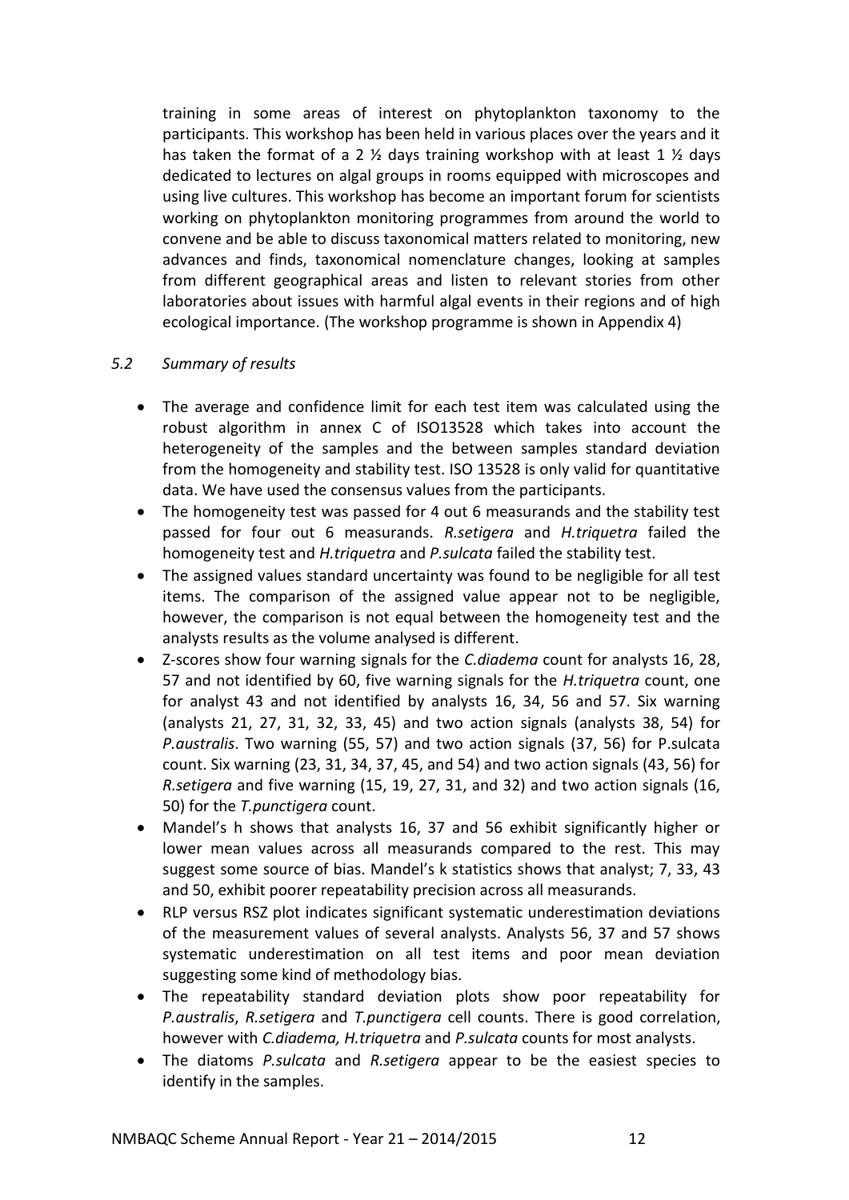training in some areas of interest on phytoplankton taxonomy to the participants. This workshop has been held in various places over the years and it has taken the format of a 2 ½ days training workshop with at least 1 ½ days dedicated to lectures on algal groups in rooms equipped with microscopes and using live cultures. This workshop has become an important forum for scientists working on phytoplankton monitoring programmes from around the world to convene and be able to discuss taxonomical matters related to monitoring, new advances and finds, taxonomical nomenclature changes, looking at samples from different geographical areas and listen to relevant stories from other laboratories about issues with harmful algal events in their regions and of high ecological importance. (The workshop programme is shown in Appendix 4)

### *5.2 Summary of results*

- The average and confidence limit for each test item was calculated using the robust algorithm in annex C of ISO13528 which takes into account the heterogeneity of the samples and the between samples standard deviation from the homogeneity and stability test. ISO 13528 is only valid for quantitative data. We have used the consensus values from the participants.
- The homogeneity test was passed for 4 out 6 measurands and the stability test passed for four out 6 measurands. *R.setigera* and *H.triquetra* failed the homogeneity test and *H.triquetra* and *P.sulcata* failed the stability test.
- The assigned values standard uncertainty was found to be negligible for all test items. The comparison of the assigned value appear not to be negligible, however, the comparison is not equal between the homogeneity test and the analysts results as the volume analysed is different.
- Z-scores show four warning signals for the *C.diadema* count for analysts 16, 28, 57 and not identified by 60, five warning signals for the *H.triquetra* count, one for analyst 43 and not identified by analysts 16, 34, 56 and 57. Six warning (analysts 21, 27, 31, 32, 33, 45) and two action signals (analysts 38, 54) for *P.australis*. Two warning (55, 57) and two action signals (37, 56) for P.sulcata count. Six warning (23, 31, 34, 37, 45, and 54) and two action signals (43, 56) for *R.setigera* and five warning (15, 19, 27, 31, and 32) and two action signals (16, 50) for the *T.punctigera* count.
- Mandel's h shows that analysts 16, 37 and 56 exhibit significantly higher or lower mean values across all measurands compared to the rest. This may suggest some source of bias. Mandel's k statistics shows that analyst; 7, 33, 43 and 50, exhibit poorer repeatability precision across all measurands.
- RLP versus RSZ plot indicates significant systematic underestimation deviations of the measurement values of several analysts. Analysts 56, 37 and 57 shows systematic underestimation on all test items and poor mean deviation suggesting some kind of methodology bias.
- The repeatability standard deviation plots show poor repeatability for *P.australis*, *R.setigera* and *T.punctigera* cell counts. There is good correlation, however with *C.diadema, H.triquetra* and *P.sulcata* counts for most analysts.
- The diatoms *P.sulcata* and *R.setigera* appear to be the easiest species to identify in the samples.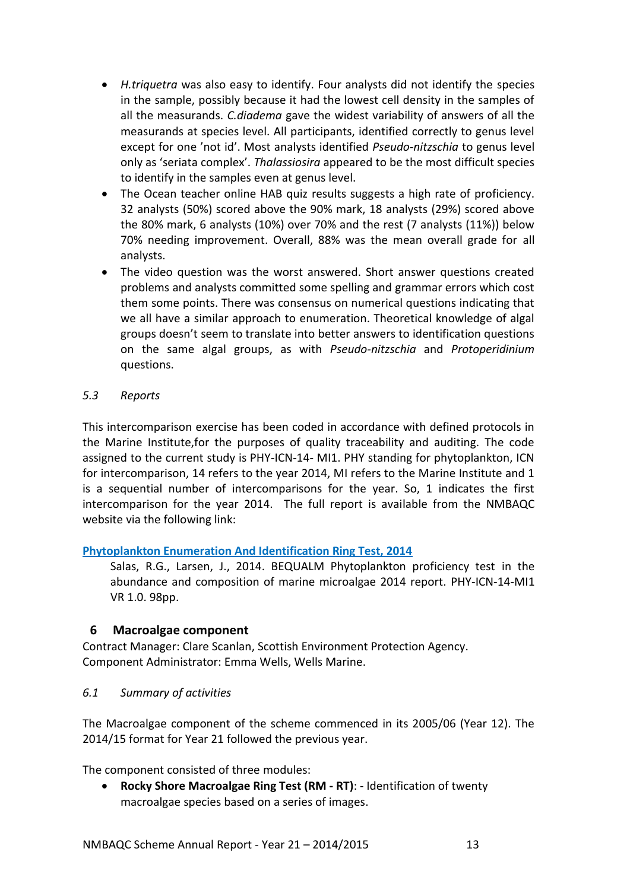- *H.triquetra* was also easy to identify. Four analysts did not identify the species in the sample, possibly because it had the lowest cell density in the samples of all the measurands. *C.diadema* gave the widest variability of answers of all the measurands at species level. All participants, identified correctly to genus level except for one 'not id'. Most analysts identified *Pseudo-nitzschia* to genus level only as 'seriata complex'. *Thalassiosira* appeared to be the most difficult species to identify in the samples even at genus level.
- The Ocean teacher online HAB quiz results suggests a high rate of proficiency. 32 analysts (50%) scored above the 90% mark, 18 analysts (29%) scored above the 80% mark, 6 analysts (10%) over 70% and the rest (7 analysts (11%)) below 70% needing improvement. Overall, 88% was the mean overall grade for all analysts.
- The video question was the worst answered. Short answer questions created problems and analysts committed some spelling and grammar errors which cost them some points. There was consensus on numerical questions indicating that we all have a similar approach to enumeration. Theoretical knowledge of algal groups doesn't seem to translate into better answers to identification questions on the same algal groups, as with *Pseudo-nitzschia* and *Protoperidinium* questions.

### *5.3 Reports*

This intercomparison exercise has been coded in accordance with defined protocols in the Marine Institute,for the purposes of quality traceability and auditing. The code assigned to the current study is PHY-ICN-14- MI1. PHY standing for phytoplankton, ICN for intercomparison, 14 refers to the year 2014, MI refers to the Marine Institute and 1 is a sequential number of intercomparisons for the year. So, 1 indicates the first intercomparison for the year 2014. The full report is available from the NMBAQC website via the following link:

**Phytoplankton Enumeration And Identification Ring Test, 2014**

Salas, R.G., Larsen, J., 2014. BEQUALM Phytoplankton proficiency test in the abundance and composition of marine microalgae 2014 report. PHY-ICN-14-MI1 VR 1.0. 98pp.

## 6 Macroalgae component

Contract Manager: Clare Scanlan, Scottish Environment Protection Agency.
Component Administrator: Emma Wells, Wells Marine.

### *6.1 Summary of activities*

The Macroalgae component of the scheme commenced in its 2005/06 (Year 12). The 2014/15 format for Year 21 followed the previous year.

The component consisted of three modules:

- **Rocky Shore Macroalgae Ring Test (RM - RT)**: - Identification of twenty macroalgae species based on a series of images.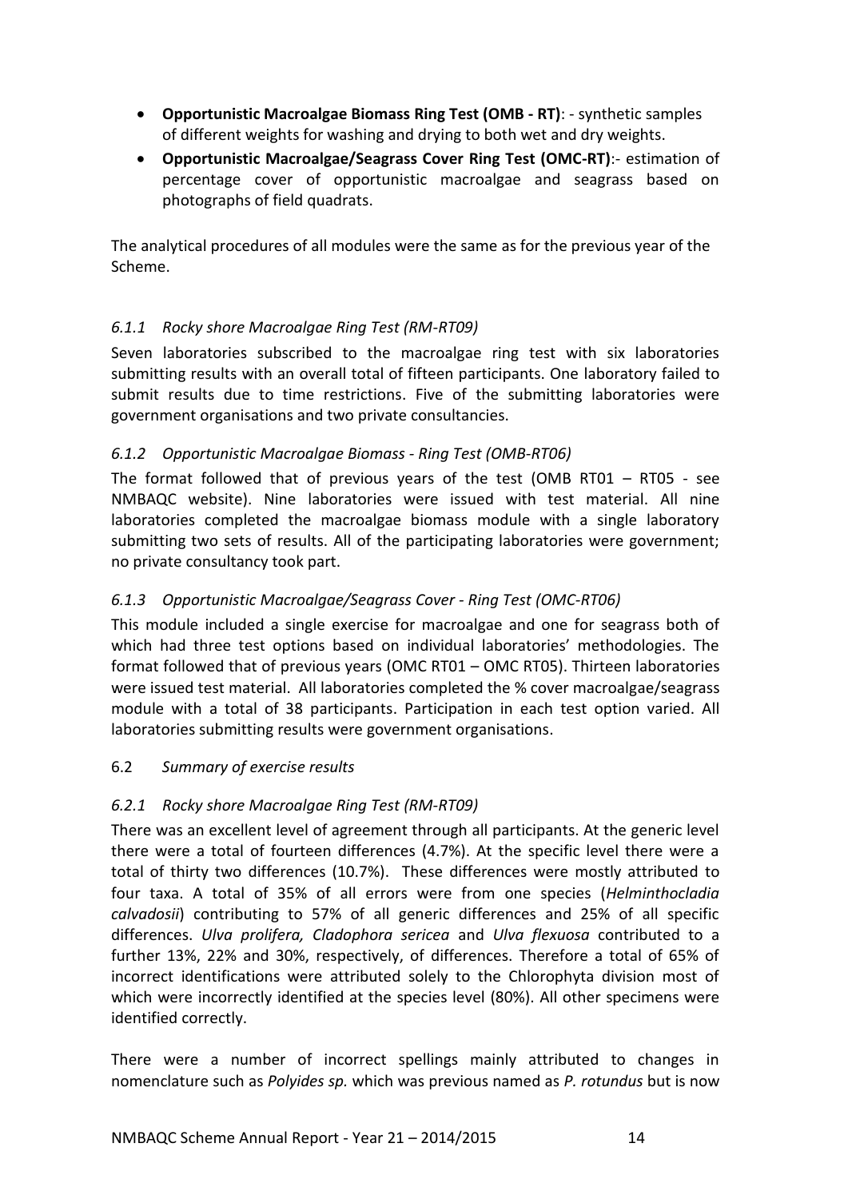- **Opportunistic Macroalgae Biomass Ring Test (OMB - RT)**: - synthetic samples of different weights for washing and drying to both wet and dry weights.
- **Opportunistic Macroalgae/Seagrass Cover Ring Test (OMC-RT)**:- estimation of percentage cover of opportunistic macroalgae and seagrass based on photographs of field quadrats.

The analytical procedures of all modules were the same as for the previous year of the Scheme.

### *6.1.1 Rocky shore Macroalgae Ring Test (RM-RT09)*

Seven laboratories subscribed to the macroalgae ring test with six laboratories submitting results with an overall total of fifteen participants. One laboratory failed to submit results due to time restrictions. Five of the submitting laboratories were government organisations and two private consultancies.

### *6.1.2 Opportunistic Macroalgae Biomass - Ring Test (OMB-RT06)*

The format followed that of previous years of the test (OMB RT01 – RT05 - see NMBAQC website). Nine laboratories were issued with test material. All nine laboratories completed the macroalgae biomass module with a single laboratory submitting two sets of results. All of the participating laboratories were government; no private consultancy took part.

### *6.1.3 Opportunistic Macroalgae/Seagrass Cover - Ring Test (OMC-RT06)*

This module included a single exercise for macroalgae and one for seagrass both of which had three test options based on individual laboratories' methodologies. The format followed that of previous years (OMC RT01 – OMC RT05). Thirteen laboratories were issued test material. All laboratories completed the % cover macroalgae/seagrass module with a total of 38 participants. Participation in each test option varied. All laboratories submitting results were government organisations.

## 6.2 *Summary of exercise results*

### *6.2.1 Rocky shore Macroalgae Ring Test (RM-RT09)*

There was an excellent level of agreement through all participants. At the generic level there were a total of fourteen differences (4.7%). At the specific level there were a total of thirty two differences (10.7%). These differences were mostly attributed to four taxa. A total of 35% of all errors were from one species (*Helminthocladia calvadosii*) contributing to 57% of all generic differences and 25% of all specific differences. *Ulva prolifera, Cladophora sericea* and *Ulva flexuosa* contributed to a further 13%, 22% and 30%, respectively, of differences. Therefore a total of 65% of incorrect identifications were attributed solely to the Chlorophyta division most of which were incorrectly identified at the species level (80%). All other specimens were identified correctly.

There were a number of incorrect spellings mainly attributed to changes in nomenclature such as *Polyides sp.* which was previous named as *P. rotundus* but is now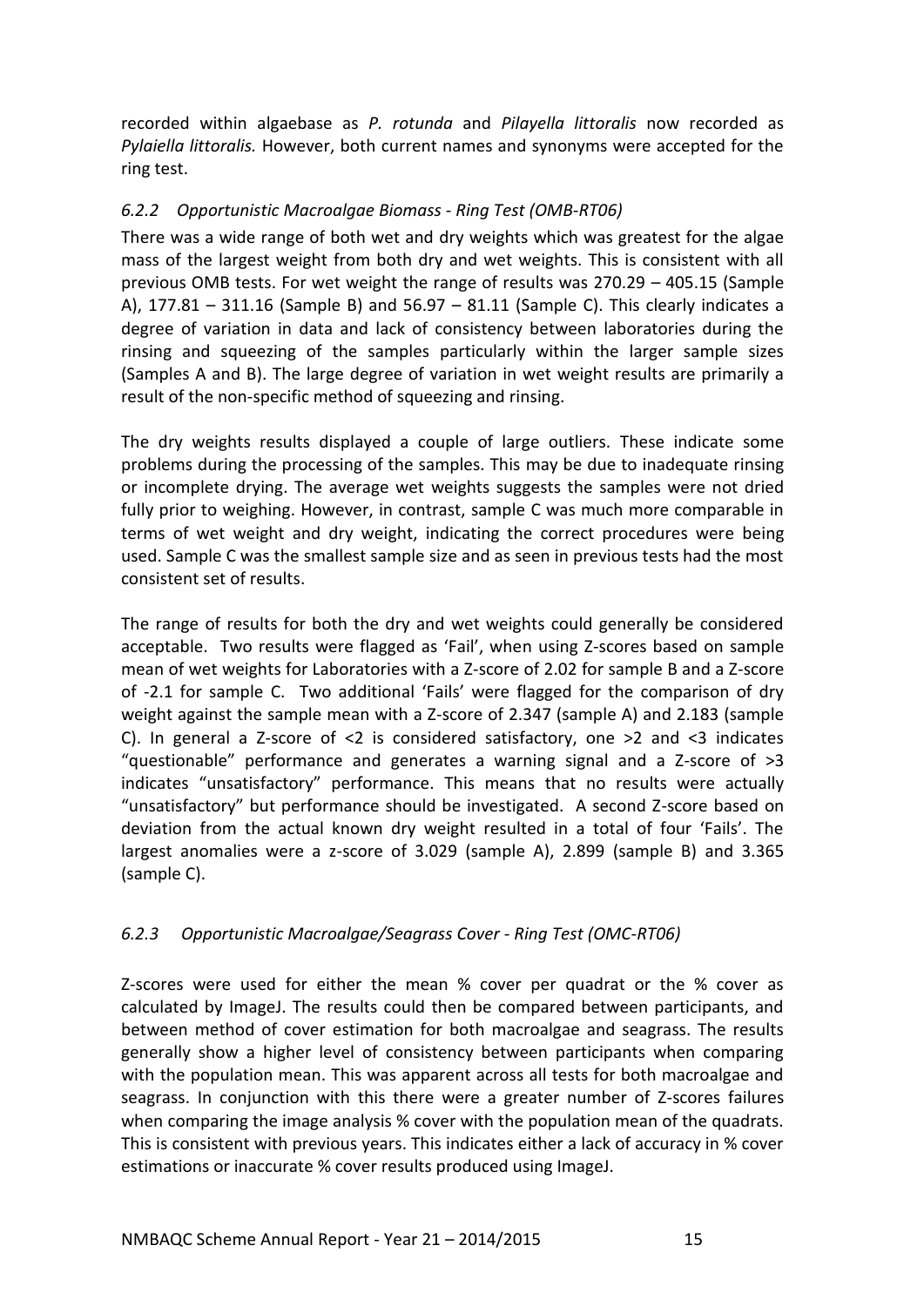recorded within algaebase as *P. rotunda* and *Pilayella littoralis* now recorded as *Pylaiella littoralis.* However, both current names and synonyms were accepted for the ring test.

### *6.2.2 Opportunistic Macroalgae Biomass - Ring Test (OMB-RT06)*

There was a wide range of both wet and dry weights which was greatest for the algae mass of the largest weight from both dry and wet weights. This is consistent with all previous OMB tests. For wet weight the range of results was 270.29 – 405.15 (Sample A), 177.81 – 311.16 (Sample B) and 56.97 – 81.11 (Sample C). This clearly indicates a degree of variation in data and lack of consistency between laboratories during the rinsing and squeezing of the samples particularly within the larger sample sizes (Samples A and B). The large degree of variation in wet weight results are primarily a result of the non-specific method of squeezing and rinsing.

The dry weights results displayed a couple of large outliers. These indicate some problems during the processing of the samples. This may be due to inadequate rinsing or incomplete drying. The average wet weights suggests the samples were not dried fully prior to weighing. However, in contrast, sample C was much more comparable in terms of wet weight and dry weight, indicating the correct procedures were being used. Sample C was the smallest sample size and as seen in previous tests had the most consistent set of results.

The range of results for both the dry and wet weights could generally be considered acceptable. Two results were flagged as 'Fail', when using Z-scores based on sample mean of wet weights for Laboratories with a Z-score of 2.02 for sample B and a Z-score of -2.1 for sample C. Two additional 'Fails' were flagged for the comparison of dry weight against the sample mean with a Z-score of 2.347 (sample A) and 2.183 (sample C). In general a Z-score of <2 is considered satisfactory, one >2 and <3 indicates "questionable" performance and generates a warning signal and a Z-score of >3 indicates "unsatisfactory" performance. This means that no results were actually "unsatisfactory" but performance should be investigated. A second Z-score based on deviation from the actual known dry weight resulted in a total of four 'Fails'. The largest anomalies were a z-score of 3.029 (sample A), 2.899 (sample B) and 3.365 (sample C).

### *6.2.3 Opportunistic Macroalgae/Seagrass Cover - Ring Test (OMC-RT06)*

Z-scores were used for either the mean % cover per quadrat or the % cover as calculated by ImageJ. The results could then be compared between participants, and between method of cover estimation for both macroalgae and seagrass. The results generally show a higher level of consistency between participants when comparing with the population mean. This was apparent across all tests for both macroalgae and seagrass. In conjunction with this there were a greater number of Z-scores failures when comparing the image analysis % cover with the population mean of the quadrats. This is consistent with previous years. This indicates either a lack of accuracy in % cover estimations or inaccurate % cover results produced using ImageJ.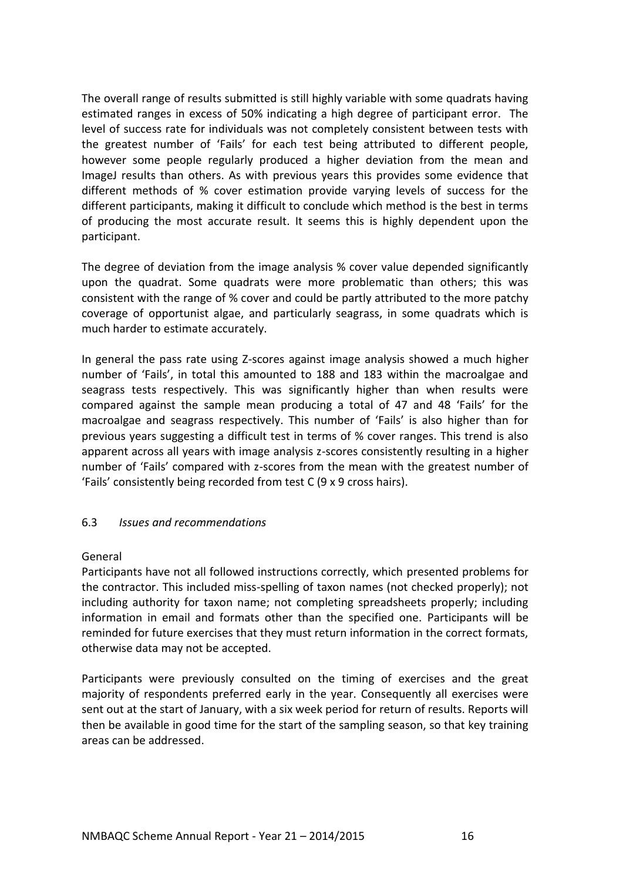The overall range of results submitted is still highly variable with some quadrats having estimated ranges in excess of 50% indicating a high degree of participant error. The level of success rate for individuals was not completely consistent between tests with the greatest number of 'Fails' for each test being attributed to different people, however some people regularly produced a higher deviation from the mean and ImageJ results than others. As with previous years this provides some evidence that different methods of % cover estimation provide varying levels of success for the different participants, making it difficult to conclude which method is the best in terms of producing the most accurate result. It seems this is highly dependent upon the participant.

The degree of deviation from the image analysis % cover value depended significantly upon the quadrat. Some quadrats were more problematic than others; this was consistent with the range of % cover and could be partly attributed to the more patchy coverage of opportunist algae, and particularly seagrass, in some quadrats which is much harder to estimate accurately.

In general the pass rate using Z-scores against image analysis showed a much higher number of 'Fails', in total this amounted to 188 and 183 within the macroalgae and seagrass tests respectively. This was significantly higher than when results were compared against the sample mean producing a total of 47 and 48 'Fails' for the macroalgae and seagrass respectively. This number of 'Fails' is also higher than for previous years suggesting a difficult test in terms of % cover ranges. This trend is also apparent across all years with image analysis z-scores consistently resulting in a higher number of 'Fails' compared with z-scores from the mean with the greatest number of 'Fails' consistently being recorded from test C (9 x 9 cross hairs).

### 6.3 *Issues and recommendations*

General

Participants have not all followed instructions correctly, which presented problems for the contractor. This included miss-spelling of taxon names (not checked properly); not including authority for taxon name; not completing spreadsheets properly; including information in email and formats other than the specified one. Participants will be reminded for future exercises that they must return information in the correct formats, otherwise data may not be accepted.

Participants were previously consulted on the timing of exercises and the great majority of respondents preferred early in the year. Consequently all exercises were sent out at the start of January, with a six week period for return of results. Reports will then be available in good time for the start of the sampling season, so that key training areas can be addressed.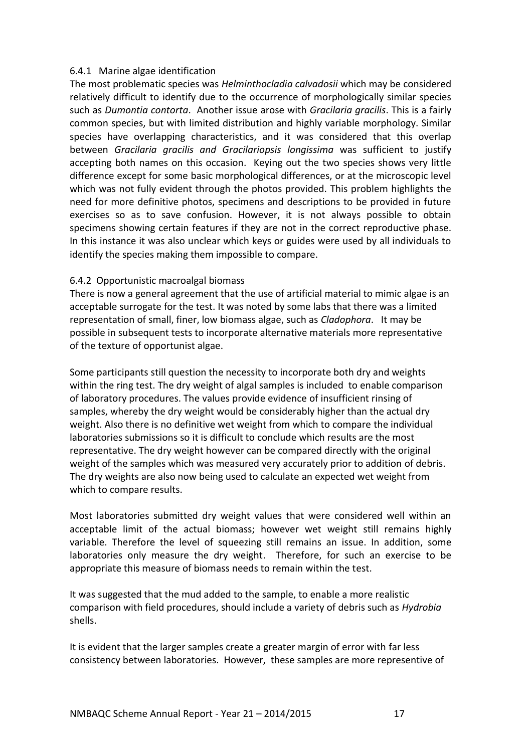### 6.4.1 Marine algae identification

The most problematic species was *Helminthocladia calvadosii* which may be considered relatively difficult to identify due to the occurrence of morphologically similar species such as *Dumontia contorta*. Another issue arose with *Gracilaria gracilis*. This is a fairly common species, but with limited distribution and highly variable morphology. Similar species have overlapping characteristics, and it was considered that this overlap between *Gracilaria gracilis and Gracilariopsis longissima* was sufficient to justify accepting both names on this occasion. Keying out the two species shows very little difference except for some basic morphological differences, or at the microscopic level which was not fully evident through the photos provided. This problem highlights the need for more definitive photos, specimens and descriptions to be provided in future exercises so as to save confusion. However, it is not always possible to obtain specimens showing certain features if they are not in the correct reproductive phase. In this instance it was also unclear which keys or guides were used by all individuals to identify the species making them impossible to compare.

### 6.4.2 Opportunistic macroalgal biomass

There is now a general agreement that the use of artificial material to mimic algae is an acceptable surrogate for the test. It was noted by some labs that there was a limited representation of small, finer, low biomass algae, such as *Cladophora*. It may be possible in subsequent tests to incorporate alternative materials more representative of the texture of opportunist algae.

Some participants still question the necessity to incorporate both dry and weights within the ring test. The dry weight of algal samples is included to enable comparison of laboratory procedures. The values provide evidence of insufficient rinsing of samples, whereby the dry weight would be considerably higher than the actual dry weight. Also there is no definitive wet weight from which to compare the individual laboratories submissions so it is difficult to conclude which results are the most representative. The dry weight however can be compared directly with the original weight of the samples which was measured very accurately prior to addition of debris. The dry weights are also now being used to calculate an expected wet weight from which to compare results.

Most laboratories submitted dry weight values that were considered well within an acceptable limit of the actual biomass; however wet weight still remains highly variable. Therefore the level of squeezing still remains an issue. In addition, some laboratories only measure the dry weight. Therefore, for such an exercise to be appropriate this measure of biomass needs to remain within the test.

It was suggested that the mud added to the sample, to enable a more realistic comparison with field procedures, should include a variety of debris such as *Hydrobia* shells.

It is evident that the larger samples create a greater margin of error with far less consistency between laboratories. However, these samples are more representive of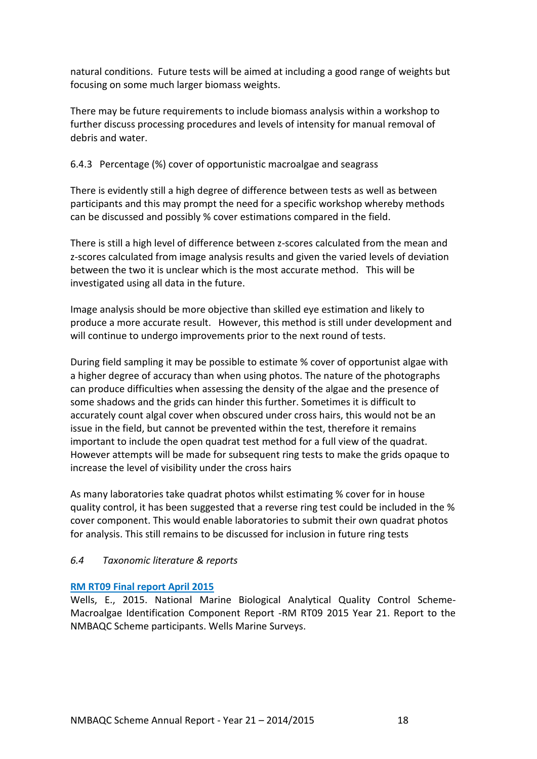natural conditions. Future tests will be aimed at including a good range of weights but focusing on some much larger biomass weights.

There may be future requirements to include biomass analysis within a workshop to further discuss processing procedures and levels of intensity for manual removal of debris and water.

#### 6.4.3 Percentage (%) cover of opportunistic macroalgae and seagrass

There is evidently still a high degree of difference between tests as well as between participants and this may prompt the need for a specific workshop whereby methods can be discussed and possibly % cover estimations compared in the field.

There is still a high level of difference between z-scores calculated from the mean and z-scores calculated from image analysis results and given the varied levels of deviation between the two it is unclear which is the most accurate method. This will be investigated using all data in the future.

Image analysis should be more objective than skilled eye estimation and likely to produce a more accurate result. However, this method is still under development and will continue to undergo improvements prior to the next round of tests.

During field sampling it may be possible to estimate % cover of opportunist algae with a higher degree of accuracy than when using photos. The nature of the photographs can produce difficulties when assessing the density of the algae and the presence of some shadows and the grids can hinder this further. Sometimes it is difficult to accurately count algal cover when obscured under cross hairs, this would not be an issue in the field, but cannot be prevented within the test, therefore it remains important to include the open quadrat test method for a full view of the quadrat. However attempts will be made for subsequent ring tests to make the grids opaque to increase the level of visibility under the cross hairs

As many laboratories take quadrat photos whilst estimating % cover for in house quality control, it has been suggested that a reverse ring test could be included in the % cover component. This would enable laboratories to submit their own quadrat photos for analysis. This still remains to be discussed for inclusion in future ring tests

### *6.4 Taxonomic literature & reports*

**RM RT09 Final report April 2015**

Wells, E., 2015. National Marine Biological Analytical Quality Control Scheme-Macroalgae Identification Component Report -RM RT09 2015 Year 21. Report to the NMBAQC Scheme participants. Wells Marine Surveys.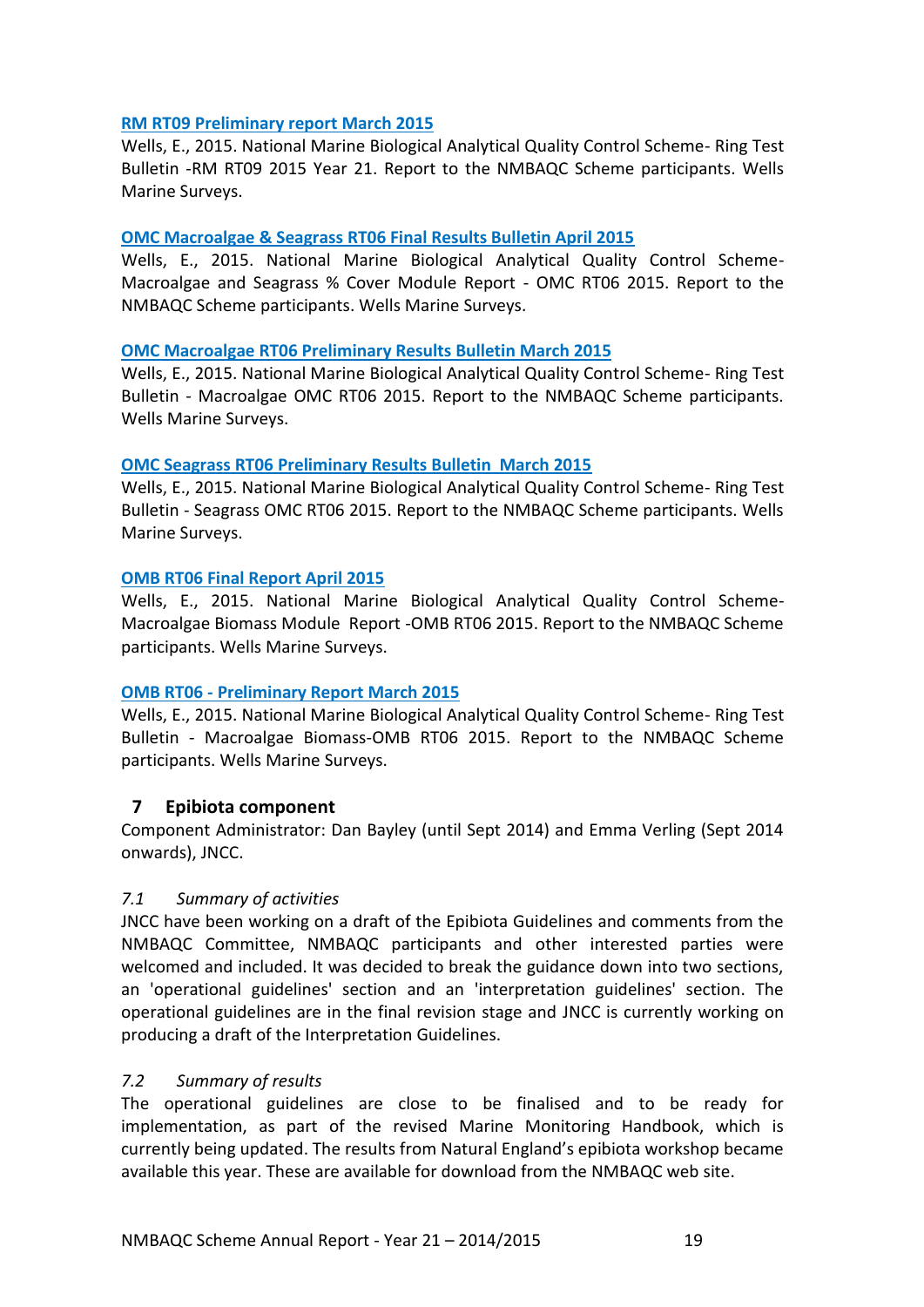**RM RT09 Preliminary report March 2015**
Wells, E., 2015. National Marine Biological Analytical Quality Control Scheme- Ring Test Bulletin -RM RT09 2015 Year 21. Report to the NMBAQC Scheme participants. Wells Marine Surveys.

**OMC Macroalgae & Seagrass RT06 Final Results Bulletin April 2015**
Wells, E., 2015. National Marine Biological Analytical Quality Control Scheme- Macroalgae and Seagrass % Cover Module Report - OMC RT06 2015. Report to the NMBAQC Scheme participants. Wells Marine Surveys.

**OMC Macroalgae RT06 Preliminary Results Bulletin March 2015**
Wells, E., 2015. National Marine Biological Analytical Quality Control Scheme- Ring Test Bulletin - Macroalgae OMC RT06 2015. Report to the NMBAQC Scheme participants. Wells Marine Surveys.

**OMC Seagrass RT06 Preliminary Results Bulletin March 2015**
Wells, E., 2015. National Marine Biological Analytical Quality Control Scheme- Ring Test Bulletin - Seagrass OMC RT06 2015. Report to the NMBAQC Scheme participants. Wells Marine Surveys.

**OMB RT06 Final Report April 2015**
Wells, E., 2015. National Marine Biological Analytical Quality Control Scheme- Macroalgae Biomass Module Report -OMB RT06 2015. Report to the NMBAQC Scheme participants. Wells Marine Surveys.

**OMB RT06 - Preliminary Report March 2015**
Wells, E., 2015. National Marine Biological Analytical Quality Control Scheme- Ring Test Bulletin - Macroalgae Biomass-OMB RT06 2015. Report to the NMBAQC Scheme participants. Wells Marine Surveys.

## 7 Epibiota component

Component Administrator: Dan Bayley (until Sept 2014) and Emma Verling (Sept 2014 onwards), JNCC.

### *7.1 Summary of activities*

JNCC have been working on a draft of the Epibiota Guidelines and comments from the NMBAQC Committee, NMBAQC participants and other interested parties were welcomed and included. It was decided to break the guidance down into two sections, an 'operational guidelines' section and an 'interpretation guidelines' section. The operational guidelines are in the final revision stage and JNCC is currently working on producing a draft of the Interpretation Guidelines.

### *7.2 Summary of results*

The operational guidelines are close to be finalised and to be ready for implementation, as part of the revised Marine Monitoring Handbook, which is currently being updated. The results from Natural England's epibiota workshop became available this year. These are available for download from the NMBAQC web site.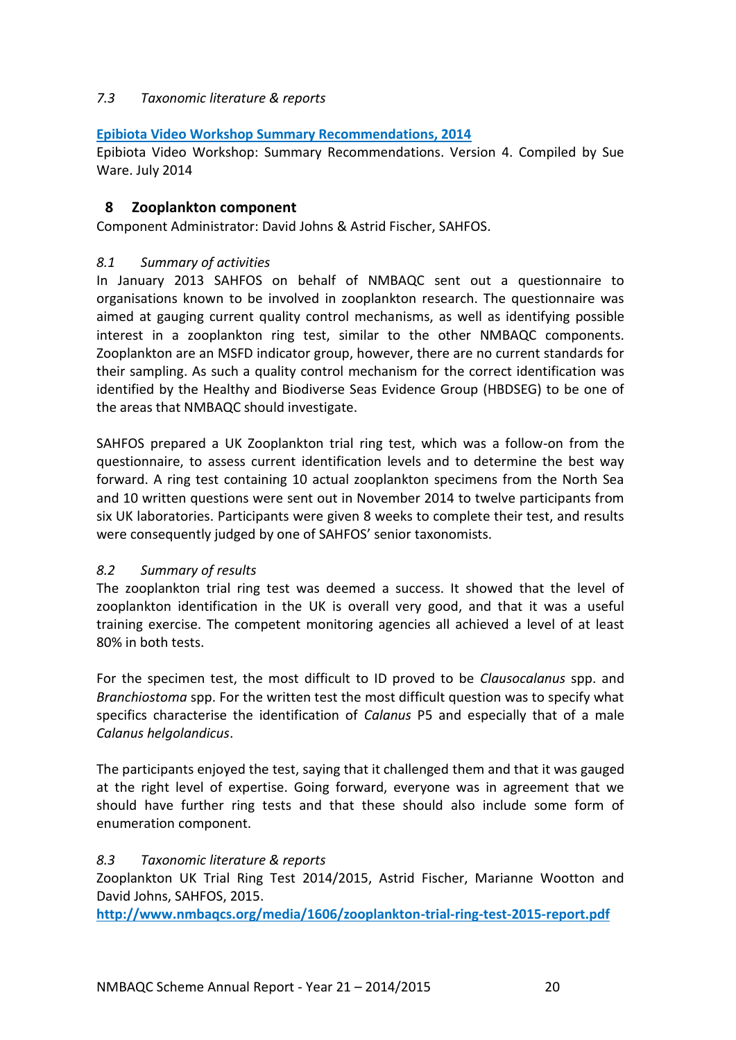### 7.3 Taxonomic literature & reports

**[Epibiota Video Workshop Summary Recommendations, 2014]**

Epibiota Video Workshop: Summary Recommendations. Version 4. Compiled by Sue Ware. July 2014

## 8 Zooplankton component

Component Administrator: David Johns & Astrid Fischer, SAHFOS.

### 8.1 Summary of activities

In January 2013 SAHFOS on behalf of NMBAQC sent out a questionnaire to organisations known to be involved in zooplankton research. The questionnaire was aimed at gauging current quality control mechanisms, as well as identifying possible interest in a zooplankton ring test, similar to the other NMBAQC components. Zooplankton are an MSFD indicator group, however, there are no current standards for their sampling. As such a quality control mechanism for the correct identification was identified by the Healthy and Biodiverse Seas Evidence Group (HBDSEG) to be one of the areas that NMBAQC should investigate.

SAHFOS prepared a UK Zooplankton trial ring test, which was a follow-on from the questionnaire, to assess current identification levels and to determine the best way forward. A ring test containing 10 actual zooplankton specimens from the North Sea and 10 written questions were sent out in November 2014 to twelve participants from six UK laboratories. Participants were given 8 weeks to complete their test, and results were consequently judged by one of SAHFOS' senior taxonomists.

### 8.2 Summary of results

The zooplankton trial ring test was deemed a success. It showed that the level of zooplankton identification in the UK is overall very good, and that it was a useful training exercise. The competent monitoring agencies all achieved a level of at least 80% in both tests.

For the specimen test, the most difficult to ID proved to be *Clausocalanus* spp. and *Branchiostoma* spp. For the written test the most difficult question was to specify what specifics characterise the identification of *Calanus* P5 and especially that of a male *Calanus helgolandicus*.

The participants enjoyed the test, saying that it challenged them and that it was gauged at the right level of expertise. Going forward, everyone was in agreement that we should have further ring tests and that these should also include some form of enumeration component.

### 8.3 Taxonomic literature & reports

Zooplankton UK Trial Ring Test 2014/2015, Astrid Fischer, Marianne Wootton and David Johns, SAHFOS, 2015.

**http://www.nmbaqcs.org/media/1606/zooplankton-trial-ring-test-2015-report.pdf**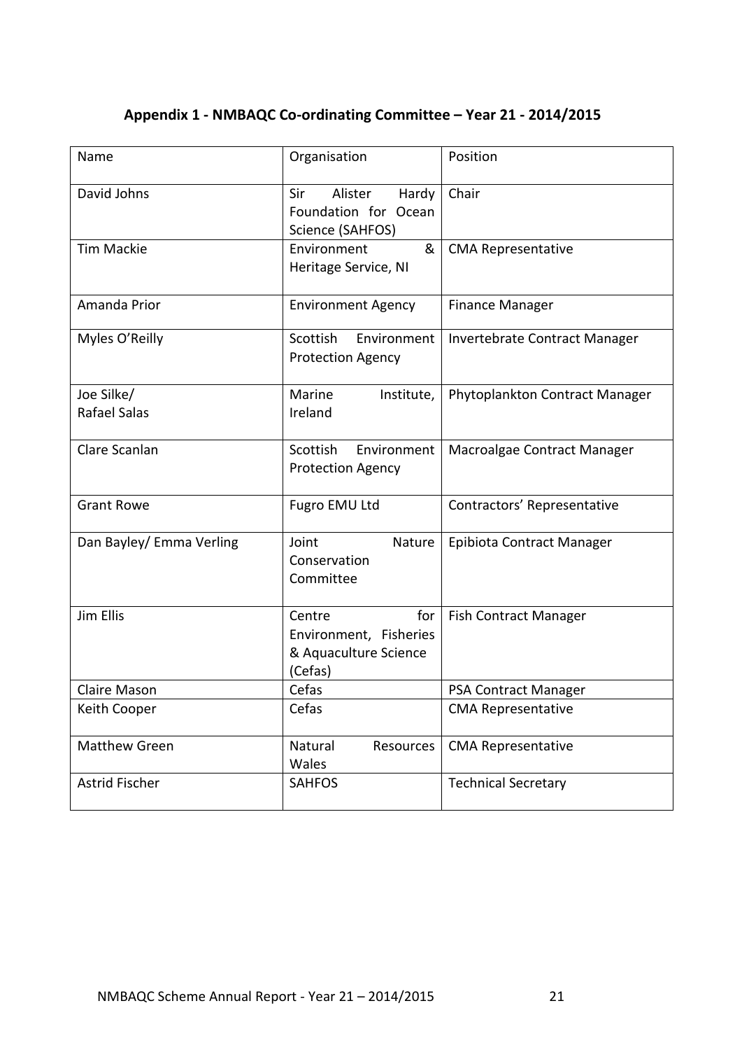**Appendix 1 - NMBAQC Co-ordinating Committee – Year 21 - 2014/2015**

| Name | Organisation | Position |
|---|---|---|
| David Johns | Sir Alister Hardy Foundation for Ocean Science (SAHFOS) | Chair |
| Tim Mackie | Environment & Heritage Service, NI | CMA Representative |
| Amanda Prior | Environment Agency | Finance Manager |
| Myles O'Reilly | Scottish Environment Protection Agency | Invertebrate Contract Manager |
| Joe Silke/ Rafael Salas | Marine Institute, Ireland | Phytoplankton Contract Manager |
| Clare Scanlan | Scottish Environment Protection Agency | Macroalgae Contract Manager |
| Grant Rowe | Fugro EMU Ltd | Contractors' Representative |
| Dan Bayley/ Emma Verling | Joint Nature Conservation Committee | Epibiota Contract Manager |
| Jim Ellis | Centre for Environment, Fisheries & Aquaculture Science (Cefas) | Fish Contract Manager |
| Claire Mason | Cefas | PSA Contract Manager |
| Keith Cooper | Cefas | CMA Representative |
| Matthew Green | Natural Resources Wales | CMA Representative |
| Astrid Fischer | SAHFOS | Technical Secretary |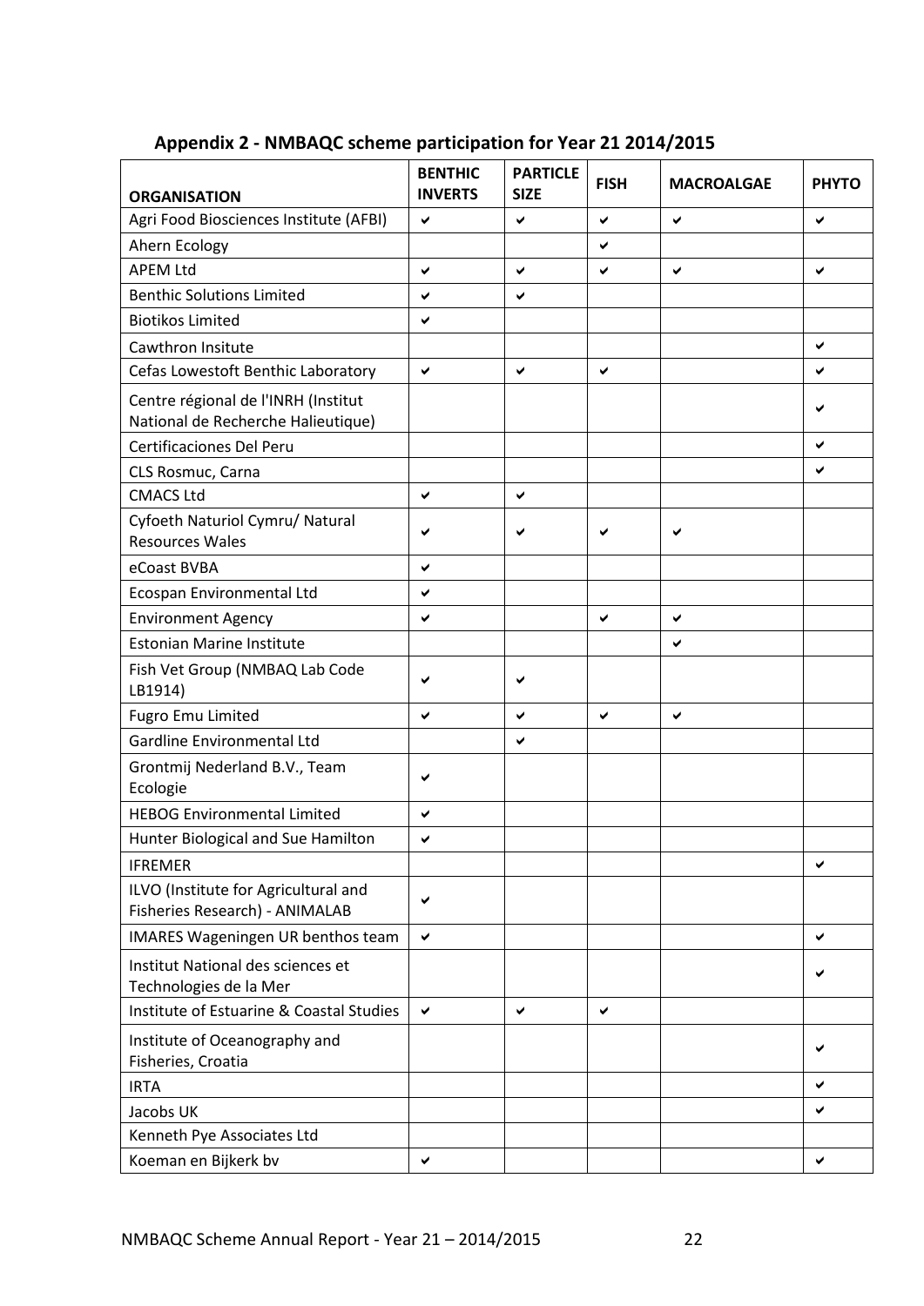## Appendix 2 - NMBAQC scheme participation for Year 21 2014/2015

| ORGANISATION | BENTHIC INVERTS | PARTICLE SIZE | FISH | MACROALGAE | PHYTO |
|---|---|---|---|---|---|
| Agri Food Biosciences Institute (AFBI) | ✔ | ✔ | ✔ | ✔ | ✔ |
| Ahern Ecology | | | ✔ | | |
| APEM Ltd | ✔ | ✔ | ✔ | ✔ | ✔ |
| Benthic Solutions Limited | ✔ | ✔ | | | |
| Biotikos Limited | ✔ | | | | |
| Cawthron Insitute | | | | | ✔ |
| Cefas Lowestoft Benthic Laboratory | ✔ | ✔ | ✔ | | ✔ |
| Centre régional de l'INRH (Institut National de Recherche Halieutique) | | | | | ✔ |
| Certificaciones Del Peru | | | | | ✔ |
| CLS Rosmuc, Carna | | | | | ✔ |
| CMACS Ltd | ✔ | ✔ | | | |
| Cyfoeth Naturiol Cymru/ Natural Resources Wales | ✔ | ✔ | ✔ | ✔ | |
| eCoast BVBA | ✔ | | | | |
| Ecospan Environmental Ltd | ✔ | | | | |
| Environment Agency | ✔ | | ✔ | ✔ | |
| Estonian Marine Institute | | | | ✔ | |
| Fish Vet Group (NMBAQ Lab Code LB1914) | ✔ | ✔ | | | |
| Fugro Emu Limited | ✔ | ✔ | ✔ | ✔ | |
| Gardline Environmental Ltd | | ✔ | | | |
| Grontmij Nederland B.V., Team Ecologie | ✔ | | | | |
| HEBOG Environmental Limited | ✔ | | | | |
| Hunter Biological and Sue Hamilton | ✔ | | | | |
| IFREMER | | | | | ✔ |
| ILVO (Institute for Agricultural and Fisheries Research) - ANIMALAB | ✔ | | | | |
| IMARES Wageningen UR benthos team | ✔ | | | | ✔ |
| Institut National des sciences et Technologies de la Mer | | | | | ✔ |
| Institute of Estuarine & Coastal Studies | ✔ | ✔ | ✔ | | |
| Institute of Oceanography and Fisheries, Croatia | | | | | ✔ |
| IRTA | | | | | ✔ |
| Jacobs UK | | | | | ✔ |
| Kenneth Pye Associates Ltd | | | | | |
| Koeman en Bijkerk bv | ✔ | | | | ✔ |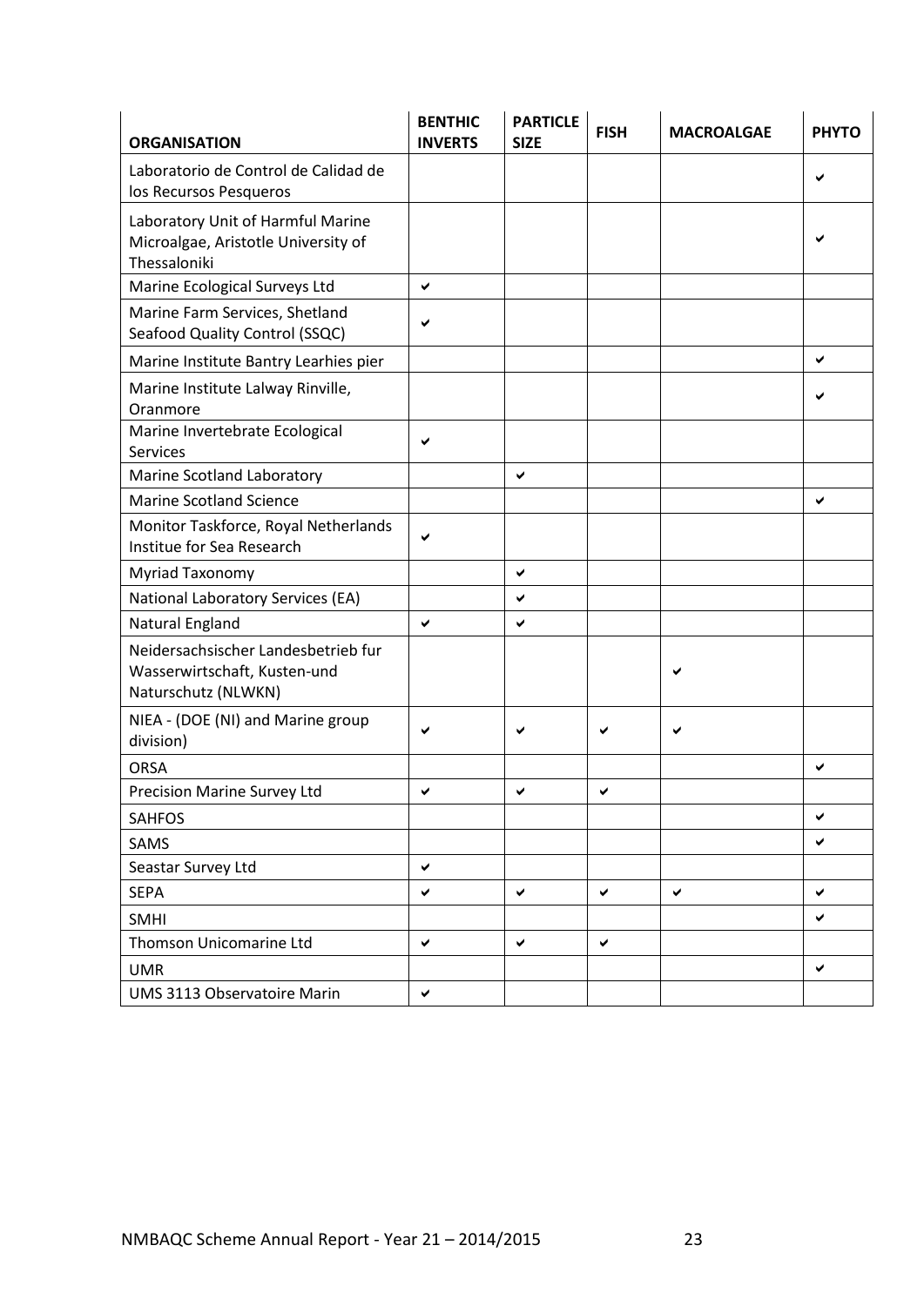| ORGANISATION | BENTHIC INVERTS | PARTICLE SIZE | FISH | MACROALGAE | PHYTO |
|---|---|---|---|---|---|
| Laboratorio de Control de Calidad de los Recursos Pesqueros | | | | | ✔ |
| Laboratory Unit of Harmful Marine Microalgae, Aristotle University of Thessaloniki | | | | | ✔ |
| Marine Ecological Surveys Ltd | ✔ | | | | |
| Marine Farm Services, Shetland Seafood Quality Control (SSQC) | ✔ | | | | |
| Marine Institute Bantry Learhies pier | | | | | ✔ |
| Marine Institute Lalway Rinville, Oranmore | | | | | ✔ |
| Marine Invertebrate Ecological Services | ✔ | | | | |
| Marine Scotland Laboratory | | ✔ | | | |
| Marine Scotland Science | | | | | ✔ |
| Monitor Taskforce, Royal Netherlands Institue for Sea Research | ✔ | | | | |
| Myriad Taxonomy | | ✔ | | | |
| National Laboratory Services (EA) | | ✔ | | | |
| Natural England | ✔ | ✔ | | | |
| Neidersachsischer Landesbetrieb fur Wasserwirtschaft, Kusten-und Naturschutz (NLWKN) | | | | ✔ | |
| NIEA - (DOE (NI) and Marine group division) | ✔ | ✔ | ✔ | ✔ | |
| ORSA | | | | | ✔ |
| Precision Marine Survey Ltd | ✔ | ✔ | ✔ | | |
| SAHFOS | | | | | ✔ |
| SAMS | | | | | ✔ |
| Seastar Survey Ltd | ✔ | | | | |
| SEPA | ✔ | ✔ | ✔ | ✔ | ✔ |
| SMHI | | | | | ✔ |
| Thomson Unicomarine Ltd | ✔ | ✔ | ✔ | | |
| UMR | | | | | ✔ |
| UMS 3113 Observatoire Marin | ✔ | | | | |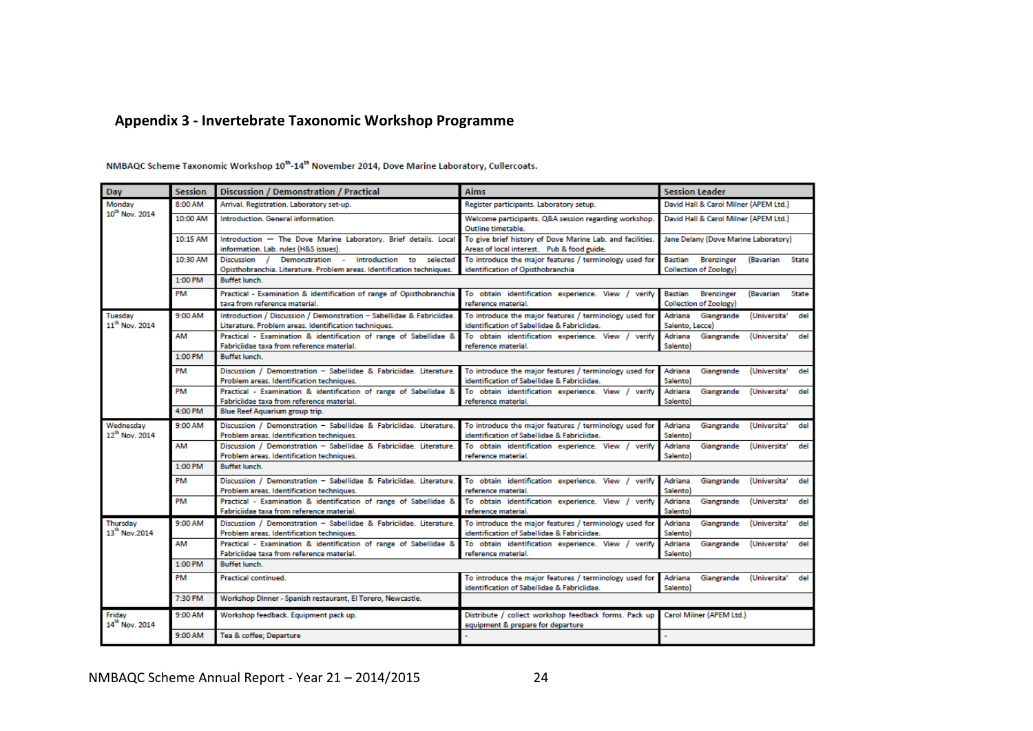## Appendix 3 - Invertebrate Taxonomic Workshop Programme

NMBAQC Scheme Taxonomic Workshop 10th-14th November 2014, Dove Marine Laboratory, Cullercoats.

| Day | Session | Discussion / Demonstration / Practical | Aims | Session Leader |
|---|---|---|---|---|
| Monday 10th Nov. 2014 | 8:00 AM | Arrival. Registration. Laboratory set-up. | Register participants. Laboratory setup. | David Hall & Carol Milner (APEM Ltd.) |
| | 10:00 AM | Introduction. General information. | Welcome participants. Q&A session regarding workshop. Outline timetable. | David Hall & Carol Milner (APEM Ltd.) |
| | 10:15 AM | Introduction — The Dove Marine Laboratory. Brief details. Local information. Lab. rules (H&S issues). | To give brief history of Dove Marine Lab. and facilities. Areas of local interest. Pub & food guide. | Jane Delany (Dove Marine Laboratory) |
| | 10:30 AM | Discussion / Demonstration - Introduction to selected Opisthobranchia. Literature. Problem areas. Identification techniques. | To introduce the major features / terminology used for identification of Opisthobranchia | Bastian Brenzinger (Bavarian State Collection of Zoology) |
| | 1:00 PM | Buffet lunch. | | |
| | PM | Practical - Examination & identification of range of Opisthobranchia taxa from reference material. | To obtain identification experience. View / verify reference material. | Bastian Brenzinger (Bavarian State Collection of Zoology) |
| Tuesday 11th Nov. 2014 | 9:00 AM | Introduction / Discussion / Demonstration – Sabellidae & Fabriciidae. Literature. Problem areas. Identification techniques. | To introduce the major features / terminology used for identification of Sabellidae & Fabriciidae. | Adriana Giangrande (Universita' del Salento, Lecce) |
| | AM | Practical - Examination & identification of range of Sabellidae & Fabriciidae taxa from reference material. | To obtain identification experience. View / verify reference material. | Adriana Giangrande (Universita' del Salento) |
| | 1:00 PM | Buffet lunch. | | |
| | PM | Discussion / Demonstration – Sabellidae & Fabriciidae. Literature. Problem areas. Identification techniques. | To introduce the major features / terminology used for identification of Sabellidae & Fabriciidae. | Adriana Giangrande (Universita' del Salento) |
| | PM | Practical - Examination & identification of range of Sabellidae & Fabriciidae taxa from reference material. | To obtain identification experience. View / verify reference material. | Adriana Giangrande (Universita' del Salento) |
| | 4:00 PM | Blue Reef Aquarium group trip. | | |
| Wednesday 12th Nov. 2014 | 9:00 AM | Discussion / Demonstration – Sabellidae & Fabriciidae. Literature. Problem areas. Identification techniques. | To introduce the major features / terminology used for identification of Sabellidae & Fabriciidae. | Adriana Giangrande (Universita' del Salento) |
| | AM | Discussion / Demonstration – Sabellidae & Fabriciidae. Literature. Problem areas. Identification techniques. | To obtain identification experience. View / verify reference material. | Adriana Giangrande (Universita' del Salento) |
| | 1:00 PM | Buffet lunch. | | |
| | PM | Discussion / Demonstration – Sabellidae & Fabriciidae. Literature. Problem areas. Identification techniques. | To obtain identification experience. View / verify reference material. | Adriana Giangrande (Universita' del Salento) |
| | PM | Practical - Examination & identification of range of Sabellidae & Fabriciidae taxa from reference material. | To obtain identification experience. View / verify reference material. | Adriana Giangrande (Universita' del Salento) |
| Thursday 13th Nov.2014 | 9:00 AM | Discussion / Demonstration – Sabellidae & Fabriciidae. Literature. Problem areas. Identification techniques. | To introduce the major features / terminology used for identification of Sabellidae & Fabriciidae. | Adriana Giangrande (Universita' del Salento) |
| | AM | Practical - Examination & identification of range of Sabellidae & Fabriciidae taxa from reference material. | To obtain identification experience. View / verify reference material. | Adriana Giangrande (Universita' del Salento) |
| | 1:00 PM | Buffet lunch. | | |
| | PM | Practical continued. | To introduce the major features / terminology used for identification of Sabellidae & Fabriciidae. | Adriana Giangrande (Universita' del Salento) |
| | 7:30 PM | Workshop Dinner - Spanish restaurant, El Torero, Newcastle. | | |
| Friday 14th Nov. 2014 | 9:00 AM | Workshop feedback. Equipment pack up. | Distribute / collect workshop feedback forms. Pack up equipment & prepare for departure | Carol Milner (APEM Ltd.) |
| | 9:00 AM | Tea & coffee; Departure | - | - |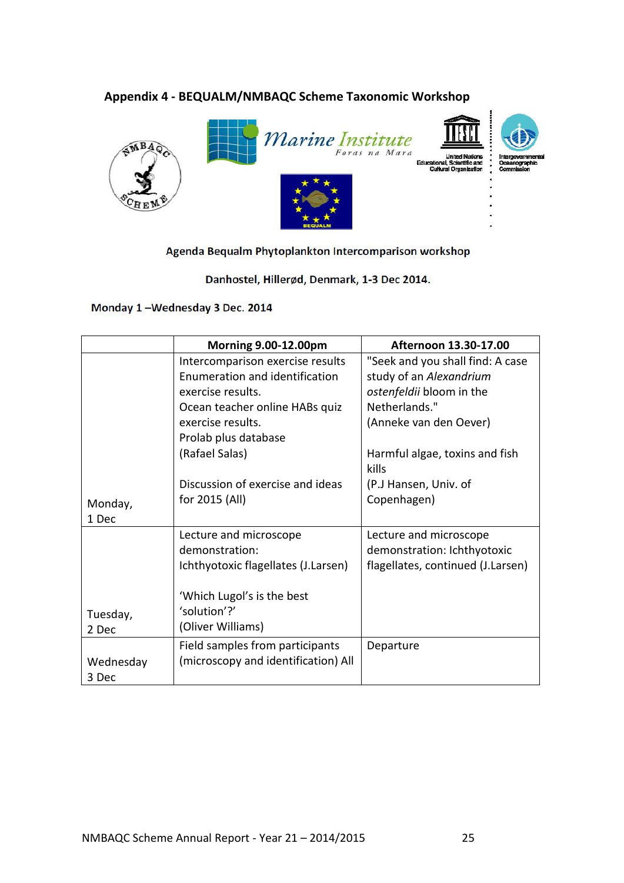## Appendix 4 - BEQUALM/NMBAQC Scheme Taxonomic Workshop

**Agenda Bequalm Phytoplankton Intercomparison workshop**

**Danhostel, Hillerød, Denmark, 1-3 Dec 2014.**

**Monday 1 –Wednesday 3 Dec. 2014**

| | **Morning 9.00-12.00pm** | **Afternoon 13.30-17.00** |
|---|---|---|
| Monday, 1 Dec | Intercomparison exercise results Enumeration and identification exercise results. Ocean teacher online HABs quiz exercise results. Prolab plus database (Rafael Salas)<br><br>Discussion of exercise and ideas for 2015 (All) | "Seek and you shall find: A case study of an *Alexandrium ostenfeldii* bloom in the Netherlands." (Anneke van den Oever)<br><br>Harmful algae, toxins and fish kills (P.J Hansen, Univ. of Copenhagen) |
| Tuesday, 2 Dec | Lecture and microscope demonstration: Ichthyotoxic flagellates (J.Larsen)<br><br>'Which Lugol's is the best 'solution'?' (Oliver Williams) | Lecture and microscope demonstration: Ichthyotoxic flagellates, continued (J.Larsen) |
| Wednesday 3 Dec | Field samples from participants (microscopy and identification) All | Departure |